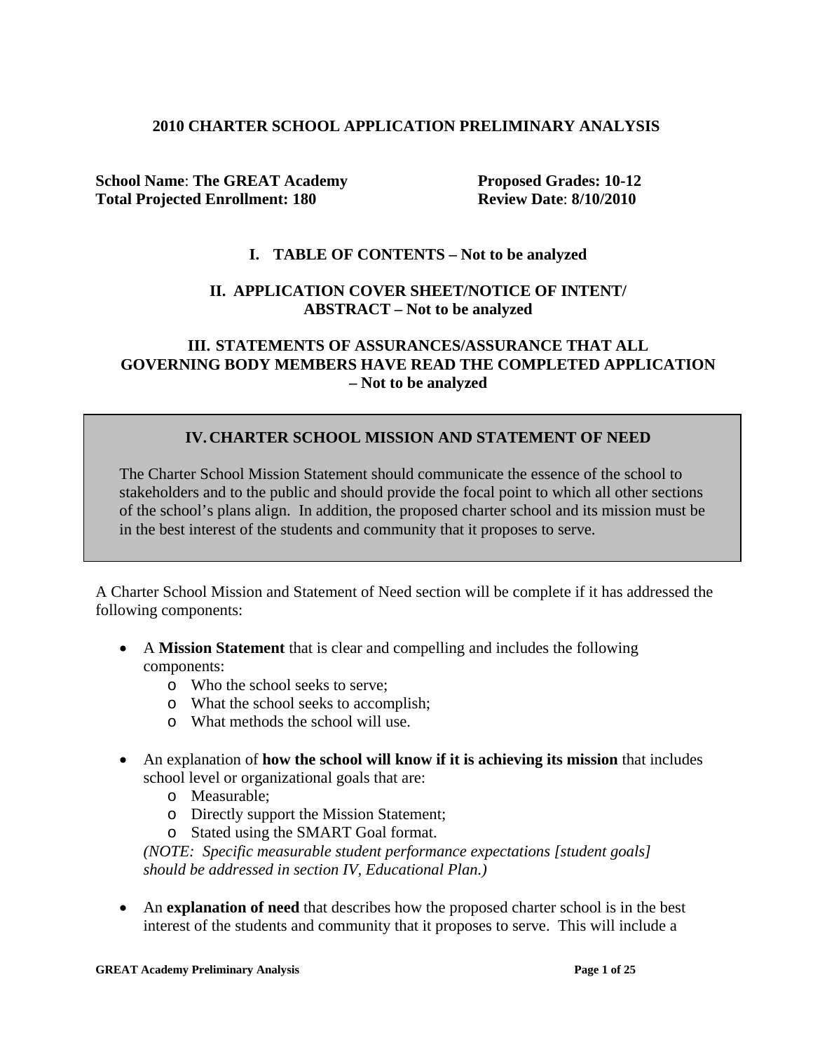# 2010 CHARTER SCHOOL APPLICATION PRELIMINARY ANALYSIS

**School Name**: **The GREAT Academy** **Proposed Grades: 10-12**
**Total Projected Enrollment: 180** **Review Date**: **8/10/2010**

## I. TABLE OF CONTENTS – Not to be analyzed

## II. APPLICATION COVER SHEET/NOTICE OF INTENT/ ABSTRACT – Not to be analyzed

## III. STATEMENTS OF ASSURANCES/ASSURANCE THAT ALL GOVERNING BODY MEMBERS HAVE READ THE COMPLETED APPLICATION – Not to be analyzed

## IV. CHARTER SCHOOL MISSION AND STATEMENT OF NEED

The Charter School Mission Statement should communicate the essence of the school to stakeholders and to the public and should provide the focal point to which all other sections of the school's plans align. In addition, the proposed charter school and its mission must be in the best interest of the students and community that it proposes to serve.

A Charter School Mission and Statement of Need section will be complete if it has addressed the following components:

- A **Mission Statement** that is clear and compelling and includes the following components:
  - Who the school seeks to serve;
  - What the school seeks to accomplish;
  - What methods the school will use.
- An explanation of **how the school will know if it is achieving its mission** that includes school level or organizational goals that are:
  - Measurable;
  - Directly support the Mission Statement;
  - Stated using the SMART Goal format.

  *(NOTE: Specific measurable student performance expectations [student goals] should be addressed in section IV, Educational Plan.)*
- An **explanation of need** that describes how the proposed charter school is in the best interest of the students and community that it proposes to serve. This will include a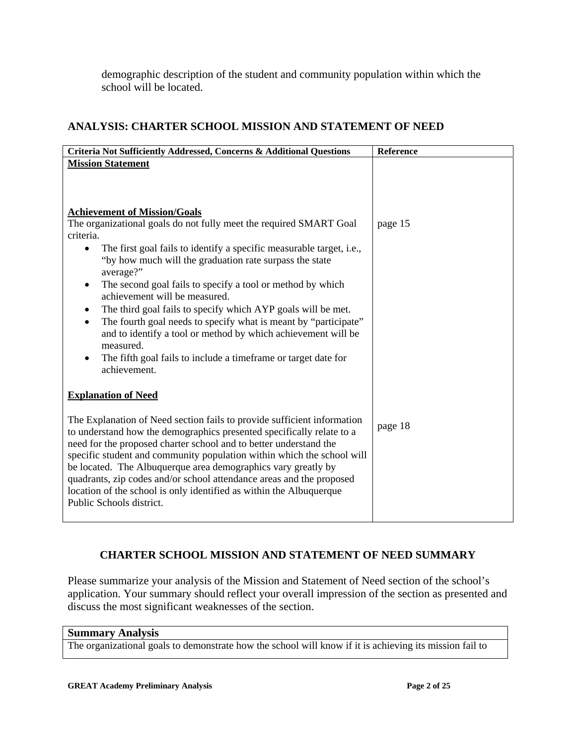demographic description of the student and community population within which the school will be located.

## ANALYSIS: CHARTER SCHOOL MISSION AND STATEMENT OF NEED

| Criteria Not Sufficiently Addressed, Concerns & Additional Questions | Reference |
|---|---|
| **Mission Statement** | |
| **Achievement of Mission/Goals**<br>The organizational goals do not fully meet the required SMART Goal criteria.<br>• The first goal fails to identify a specific measurable target, i.e., "by how much will the graduation rate surpass the state average?"<br>• The second goal fails to specify a tool or method by which achievement will be measured.<br>• The third goal fails to specify which AYP goals will be met.<br>• The fourth goal needs to specify what is meant by "participate" and to identify a tool or method by which achievement will be measured.<br>• The fifth goal fails to include a timeframe or target date for achievement. | page 15 |
| **Explanation of Need**<br>The Explanation of Need section fails to provide sufficient information to understand how the demographics presented specifically relate to a need for the proposed charter school and to better understand the specific student and community population within which the school will be located. The Albuquerque area demographics vary greatly by quadrants, zip codes and/or school attendance areas and the proposed location of the school is only identified as within the Albuquerque Public Schools district. | page 18 |

## CHARTER SCHOOL MISSION AND STATEMENT OF NEED SUMMARY

Please summarize your analysis of the Mission and Statement of Need section of the school's application. Your summary should reflect your overall impression of the section as presented and discuss the most significant weaknesses of the section.

| Summary Analysis |
|---|
| The organizational goals to demonstrate how the school will know if it is achieving its mission fail to |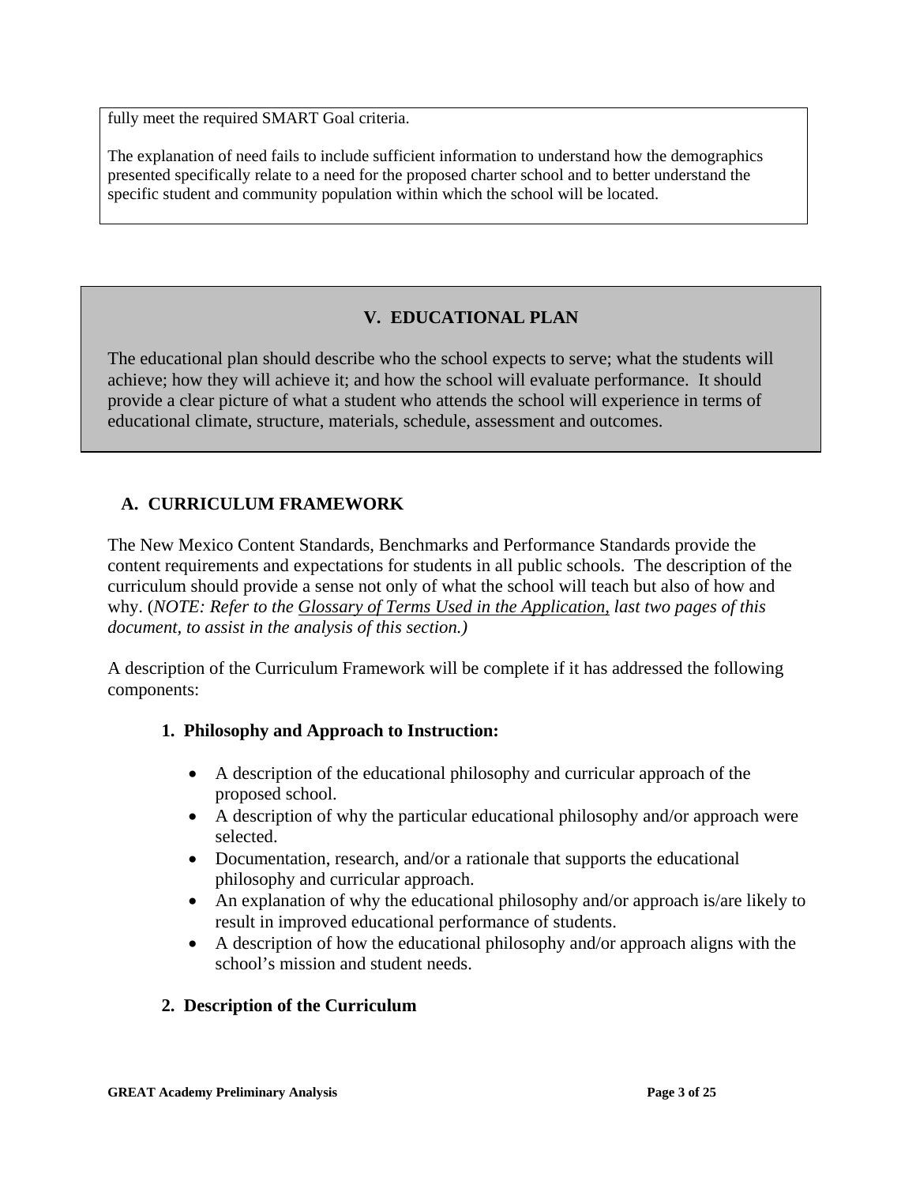fully meet the required SMART Goal criteria.

The explanation of need fails to include sufficient information to understand how the demographics presented specifically relate to a need for the proposed charter school and to better understand the specific student and community population within which the school will be located.

## V. EDUCATIONAL PLAN

The educational plan should describe who the school expects to serve; what the students will achieve; how they will achieve it; and how the school will evaluate performance. It should provide a clear picture of what a student who attends the school will experience in terms of educational climate, structure, materials, schedule, assessment and outcomes.

### A. CURRICULUM FRAMEWORK

The New Mexico Content Standards, Benchmarks and Performance Standards provide the content requirements and expectations for students in all public schools. The description of the curriculum should provide a sense not only of what the school will teach but also of how and why. (*NOTE: Refer to the Glossary of Terms Used in the Application, last two pages of this document, to assist in the analysis of this section.)*

A description of the Curriculum Framework will be complete if it has addressed the following components:

#### 1. Philosophy and Approach to Instruction:

- A description of the educational philosophy and curricular approach of the proposed school.
- A description of why the particular educational philosophy and/or approach were selected.
- Documentation, research, and/or a rationale that supports the educational philosophy and curricular approach.
- An explanation of why the educational philosophy and/or approach is/are likely to result in improved educational performance of students.
- A description of how the educational philosophy and/or approach aligns with the school's mission and student needs.

#### 2. Description of the Curriculum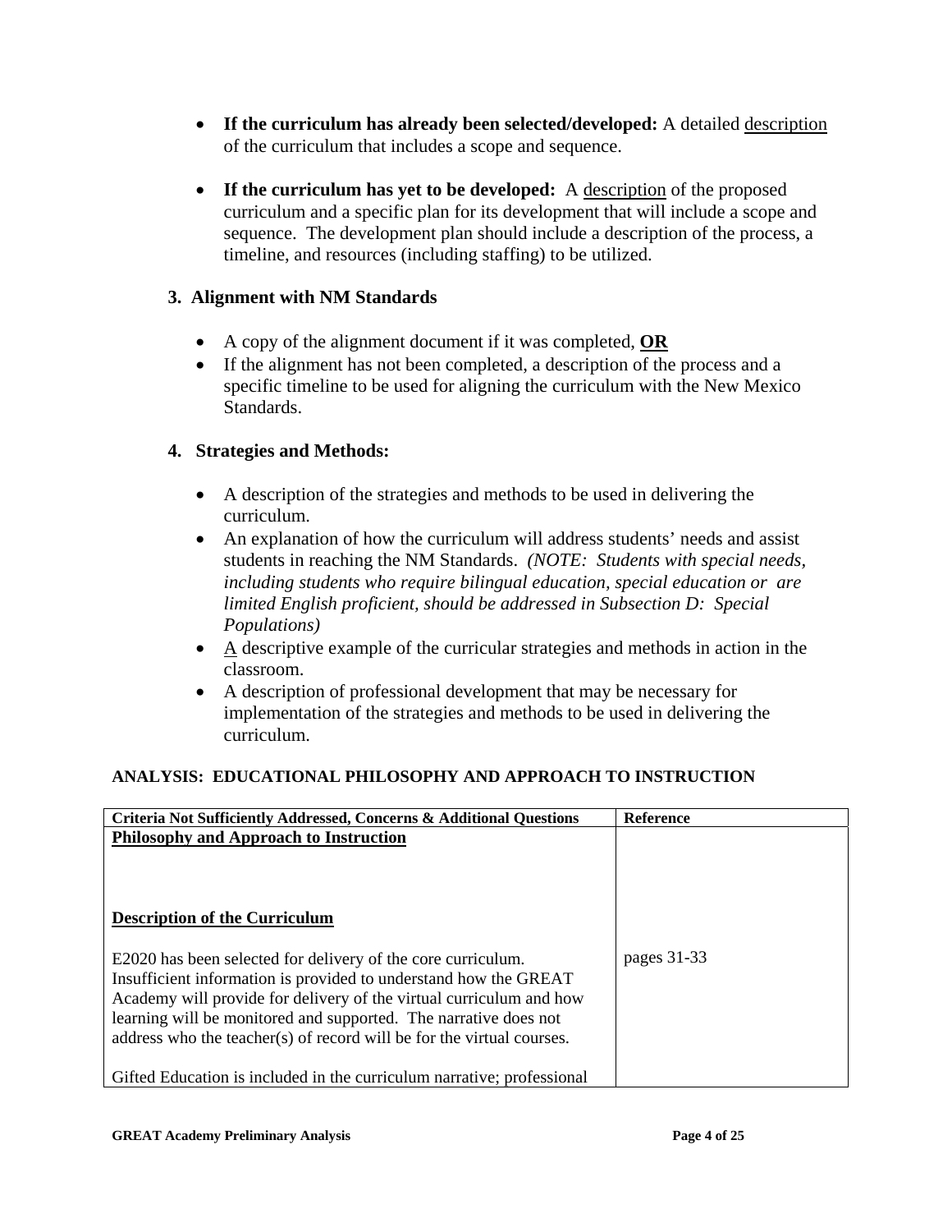- **If the curriculum has already been selected/developed:** A detailed <u>description</u> of the curriculum that includes a scope and sequence.

- **If the curriculum has yet to be developed:** A <u>description</u> of the proposed curriculum and a specific plan for its development that will include a scope and sequence. The development plan should include a description of the process, a timeline, and resources (including staffing) to be utilized.

### 3. Alignment with NM Standards

- A copy of the alignment document if it was completed, **<u>OR</u>**
- If the alignment has not been completed, a description of the process and a specific timeline to be used for aligning the curriculum with the New Mexico Standards.

### 4. Strategies and Methods:

- A description of the strategies and methods to be used in delivering the curriculum.
- An explanation of how the curriculum will address students' needs and assist students in reaching the NM Standards. *(NOTE: Students with special needs, including students who require bilingual education, special education or are limited English proficient, should be addressed in Subsection D: Special Populations)*
- <u>A</u> descriptive example of the curricular strategies and methods in action in the classroom.
- A description of professional development that may be necessary for implementation of the strategies and methods to be used in delivering the curriculum.

**ANALYSIS: EDUCATIONAL PHILOSOPHY AND APPROACH TO INSTRUCTION**

| Criteria Not Sufficiently Addressed, Concerns & Additional Questions | Reference |
| --- | --- |
| **<u>Philosophy and Approach to Instruction</u>** | |
| **<u>Description of the Curriculum</u>** | |
| E2020 has been selected for delivery of the core curriculum. Insufficient information is provided to understand how the GREAT Academy will provide for delivery of the virtual curriculum and how learning will be monitored and supported. The narrative does not address who the teacher(s) of record will be for the virtual courses. | pages 31-33 |
| Gifted Education is included in the curriculum narrative; professional | |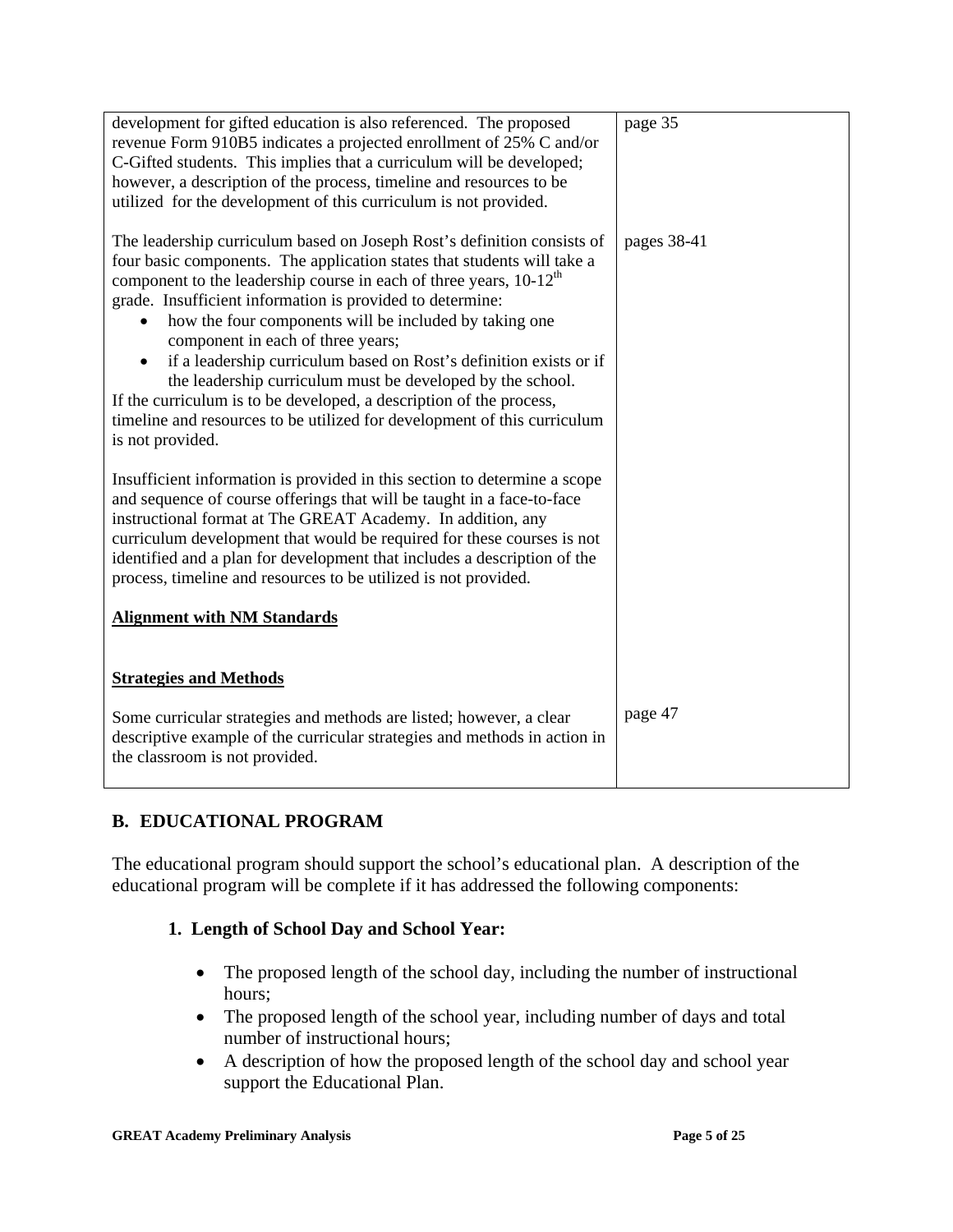| | |
|---|---|
| development for gifted education is also referenced. The proposed revenue Form 910B5 indicates a projected enrollment of 25% C and/or C-Gifted students. This implies that a curriculum will be developed; however, a description of the process, timeline and resources to be utilized for the development of this curriculum is not provided. | page 35 |
| The leadership curriculum based on Joseph Rost's definition consists of four basic components. The application states that students will take a component to the leadership course in each of three years, 10-12th grade. Insufficient information is provided to determine:<br>• how the four components will be included by taking one component in each of three years;<br>• if a leadership curriculum based on Rost's definition exists or if the leadership curriculum must be developed by the school.<br>If the curriculum is to be developed, a description of the process, timeline and resources to be utilized for development of this curriculum is not provided. | pages 38-41 |
| Insufficient information is provided in this section to determine a scope and sequence of course offerings that will be taught in a face-to-face instructional format at The GREAT Academy. In addition, any curriculum development that would be required for these courses is not identified and a plan for development that includes a description of the process, timeline and resources to be utilized is not provided. | |
| **<u>Alignment with NM Standards</u>** | |
| **<u>Strategies and Methods</u>** | |
| Some curricular strategies and methods are listed; however, a clear descriptive example of the curricular strategies and methods in action in the classroom is not provided. | page 47 |

## B. EDUCATIONAL PROGRAM

The educational program should support the school's educational plan. A description of the educational program will be complete if it has addressed the following components:

### 1. Length of School Day and School Year:

- The proposed length of the school day, including the number of instructional hours;
- The proposed length of the school year, including number of days and total number of instructional hours;
- A description of how the proposed length of the school day and school year support the Educational Plan.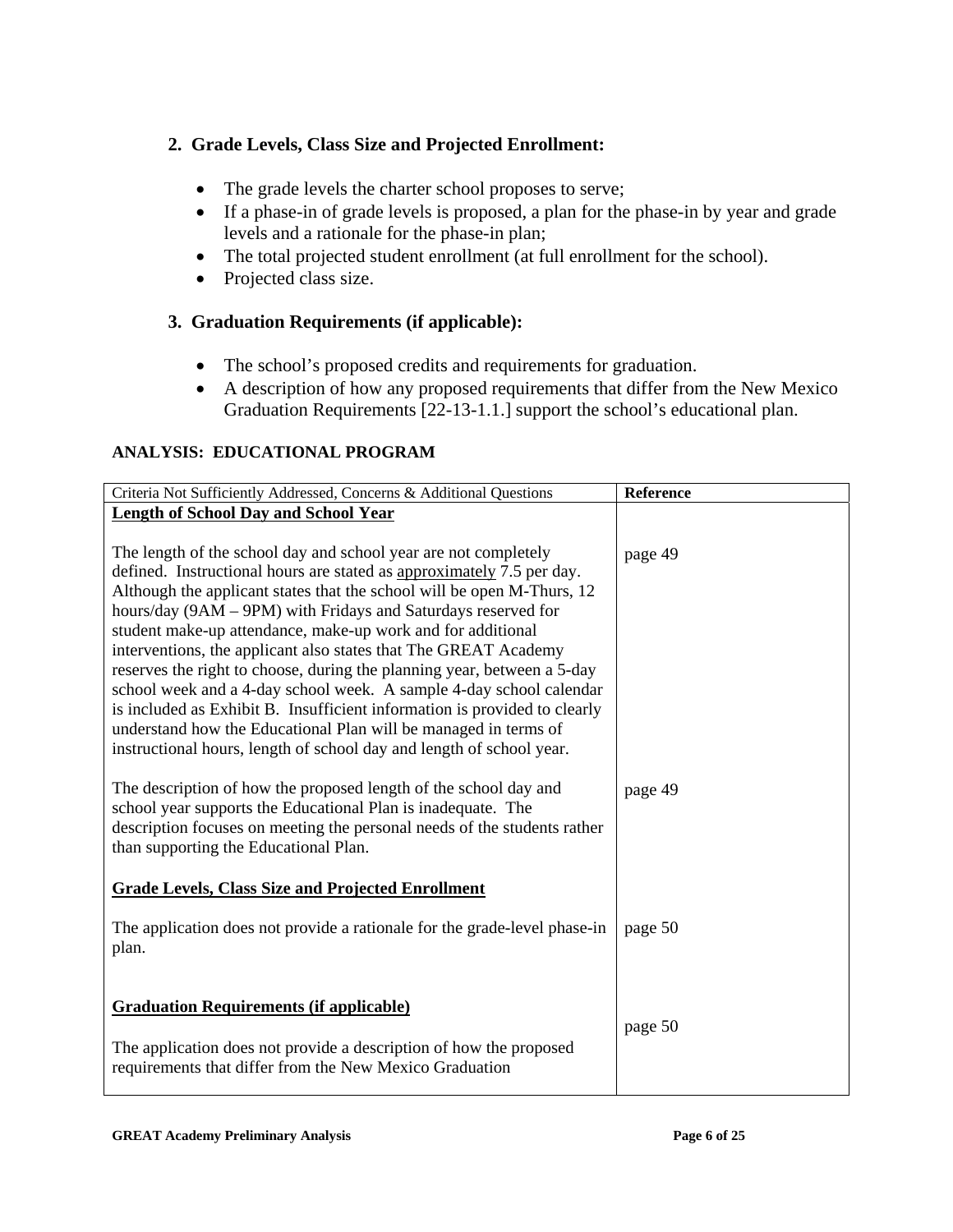## 2. Grade Levels, Class Size and Projected Enrollment:

- The grade levels the charter school proposes to serve;
- If a phase-in of grade levels is proposed, a plan for the phase-in by year and grade levels and a rationale for the phase-in plan;
- The total projected student enrollment (at full enrollment for the school).
- Projected class size.

## 3. Graduation Requirements (if applicable):

- The school's proposed credits and requirements for graduation.
- A description of how any proposed requirements that differ from the New Mexico Graduation Requirements [22-13-1.1.] support the school's educational plan.

### ANALYSIS: EDUCATIONAL PROGRAM

| Criteria Not Sufficiently Addressed, Concerns & Additional Questions | **Reference** |
|---|---|
| **<u>Length of School Day and School Year</u>** | |
| The length of the school day and school year are not completely defined. Instructional hours are stated as <u>approximately</u> 7.5 per day. Although the applicant states that the school will be open M-Thurs, 12 hours/day (9AM – 9PM) with Fridays and Saturdays reserved for student make-up attendance, make-up work and for additional interventions, the applicant also states that The GREAT Academy reserves the right to choose, during the planning year, between a 5-day school week and a 4-day school week. A sample 4-day school calendar is included as Exhibit B. Insufficient information is provided to clearly understand how the Educational Plan will be managed in terms of instructional hours, length of school day and length of school year. | page 49 |
| The description of how the proposed length of the school day and school year supports the Educational Plan is inadequate. The description focuses on meeting the personal needs of the students rather than supporting the Educational Plan. | page 49 |
| **<u>Grade Levels, Class Size and Projected Enrollment</u>** | |
| The application does not provide a rationale for the grade-level phase-in plan. | page 50 |
| **<u>Graduation Requirements (if applicable)</u>** | |
| The application does not provide a description of how the proposed requirements that differ from the New Mexico Graduation | page 50 |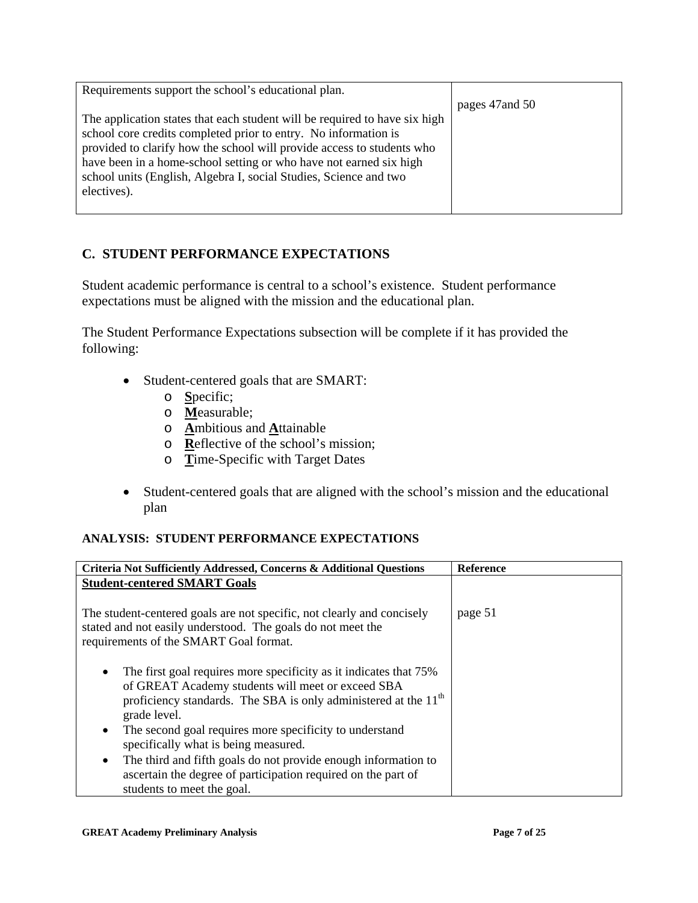| | |
|---|---|
| Requirements support the school's educational plan.<br><br>The application states that each student will be required to have six high school core credits completed prior to entry. No information is provided to clarify how the school will provide access to students who have been in a home-school setting or who have not earned six high school units (English, Algebra I, social Studies, Science and two electives). | pages 47and 50 |

## C. STUDENT PERFORMANCE EXPECTATIONS

Student academic performance is central to a school's existence. Student performance expectations must be aligned with the mission and the educational plan.

The Student Performance Expectations subsection will be complete if it has provided the following:

- Student-centered goals that are SMART:
  - **S**pecific;
  - **M**easurable;
  - **A**mbitious and **A**ttainable
  - **R**eflective of the school's mission;
  - **T**ime-Specific with Target Dates
- Student-centered goals that are aligned with the school's mission and the educational plan

### ANALYSIS: STUDENT PERFORMANCE EXPECTATIONS

| Criteria Not Sufficiently Addressed, Concerns & Additional Questions | Reference |
|---|---|
| **Student-centered SMART Goals**<br><br>The student-centered goals are not specific, not clearly and concisely stated and not easily understood. The goals do not meet the requirements of the SMART Goal format.<br><br>• The first goal requires more specificity as it indicates that 75% of GREAT Academy students will meet or exceed SBA proficiency standards. The SBA is only administered at the 11th grade level.<br>• The second goal requires more specificity to understand specifically what is being measured.<br>• The third and fifth goals do not provide enough information to ascertain the degree of participation required on the part of students to meet the goal. | page 51 |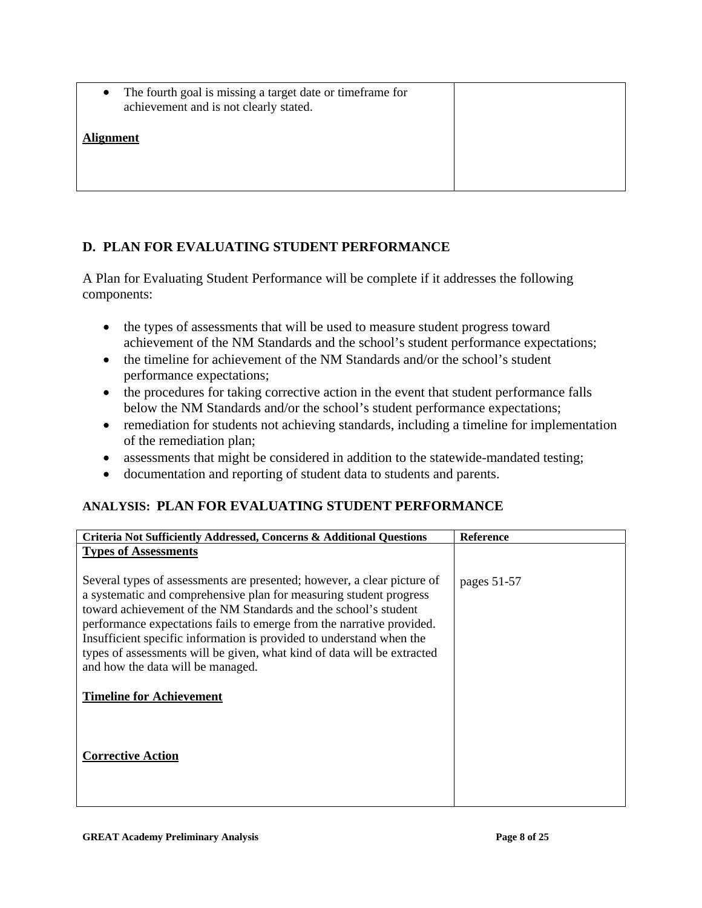| | |
|---|---|
| • The fourth goal is missing a target date or timeframe for achievement and is not clearly stated.<br><br>**Alignment** | |

## D. PLAN FOR EVALUATING STUDENT PERFORMANCE

A Plan for Evaluating Student Performance will be complete if it addresses the following components:

- the types of assessments that will be used to measure student progress toward achievement of the NM Standards and the school's student performance expectations;
- the timeline for achievement of the NM Standards and/or the school's student performance expectations;
- the procedures for taking corrective action in the event that student performance falls below the NM Standards and/or the school's student performance expectations;
- remediation for students not achieving standards, including a timeline for implementation of the remediation plan;
- assessments that might be considered in addition to the statewide-mandated testing;
- documentation and reporting of student data to students and parents.

### ANALYSIS: PLAN FOR EVALUATING STUDENT PERFORMANCE

| Criteria Not Sufficiently Addressed, Concerns & Additional Questions | Reference |
|---|---|
| **Types of Assessments**<br><br>Several types of assessments are presented; however, a clear picture of a systematic and comprehensive plan for measuring student progress toward achievement of the NM Standards and the school's student performance expectations fails to emerge from the narrative provided. Insufficient specific information is provided to understand when the types of assessments will be given, what kind of data will be extracted and how the data will be managed. | pages 51-57 |
| **Timeline for Achievement** | |
| **Corrective Action** | |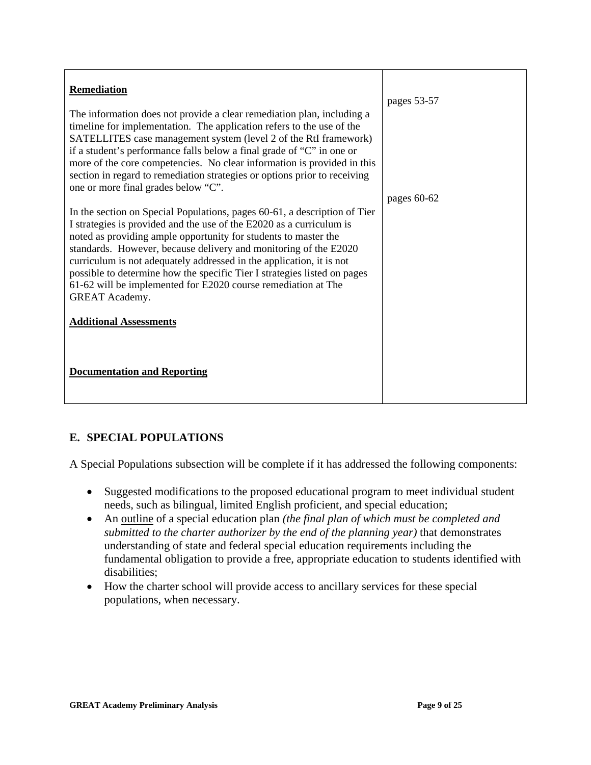| | |
|---|---|
| **Remediation**<br><br>The information does not provide a clear remediation plan, including a timeline for implementation. The application refers to the use of the SATELLITES case management system (level 2 of the RtI framework) if a student's performance falls below a final grade of "C" in one or more of the core competencies. No clear information is provided in this section in regard to remediation strategies or options prior to receiving one or more final grades below "C".<br><br>In the section on Special Populations, pages 60-61, a description of Tier I strategies is provided and the use of the E2020 as a curriculum is noted as providing ample opportunity for students to master the standards. However, because delivery and monitoring of the E2020 curriculum is not adequately addressed in the application, it is not possible to determine how the specific Tier I strategies listed on pages 61-62 will be implemented for E2020 course remediation at The GREAT Academy.<br><br>**Additional Assessments**<br><br><br>**Documentation and Reporting** | pages 53-57<br><br><br><br><br><br>pages 60-62 |

## E. SPECIAL POPULATIONS

A Special Populations subsection will be complete if it has addressed the following components:

- Suggested modifications to the proposed educational program to meet individual student needs, such as bilingual, limited English proficient, and special education;
- An <u>outline</u> of a special education plan *(the final plan of which must be completed and submitted to the charter authorizer by the end of the planning year)* that demonstrates understanding of state and federal special education requirements including the fundamental obligation to provide a free, appropriate education to students identified with disabilities;
- How the charter school will provide access to ancillary services for these special populations, when necessary.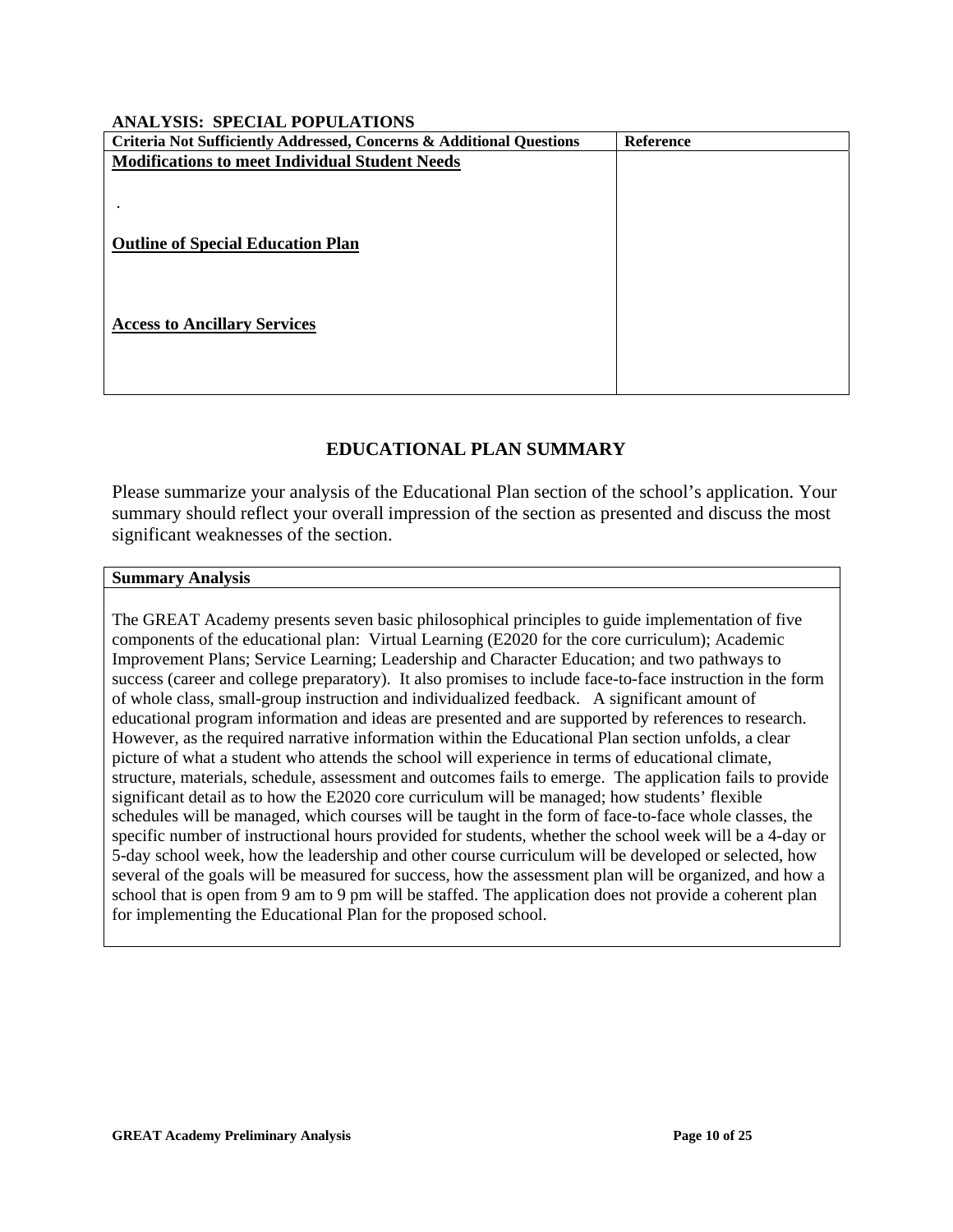**ANALYSIS: SPECIAL POPULATIONS**

| Criteria Not Sufficiently Addressed, Concerns & Additional Questions | Reference |
|---|---|
| **Modifications to meet Individual Student Needs**<br><br>.<br><br>**Outline of Special Education Plan**<br><br>**Access to Ancillary Services** | |

## EDUCATIONAL PLAN SUMMARY

Please summarize your analysis of the Educational Plan section of the school's application. Your summary should reflect your overall impression of the section as presented and discuss the most significant weaknesses of the section.

| Summary Analysis |
|---|
| The GREAT Academy presents seven basic philosophical principles to guide implementation of five components of the educational plan: Virtual Learning (E2020 for the core curriculum); Academic Improvement Plans; Service Learning; Leadership and Character Education; and two pathways to success (career and college preparatory). It also promises to include face-to-face instruction in the form of whole class, small-group instruction and individualized feedback. A significant amount of educational program information and ideas are presented and are supported by references to research. However, as the required narrative information within the Educational Plan section unfolds, a clear picture of what a student who attends the school will experience in terms of educational climate, structure, materials, schedule, assessment and outcomes fails to emerge. The application fails to provide significant detail as to how the E2020 core curriculum will be managed; how students' flexible schedules will be managed, which courses will be taught in the form of face-to-face whole classes, the specific number of instructional hours provided for students, whether the school week will be a 4-day or 5-day school week, how the leadership and other course curriculum will be developed or selected, how several of the goals will be measured for success, how the assessment plan will be organized, and how a school that is open from 9 am to 9 pm will be staffed. The application does not provide a coherent plan for implementing the Educational Plan for the proposed school. |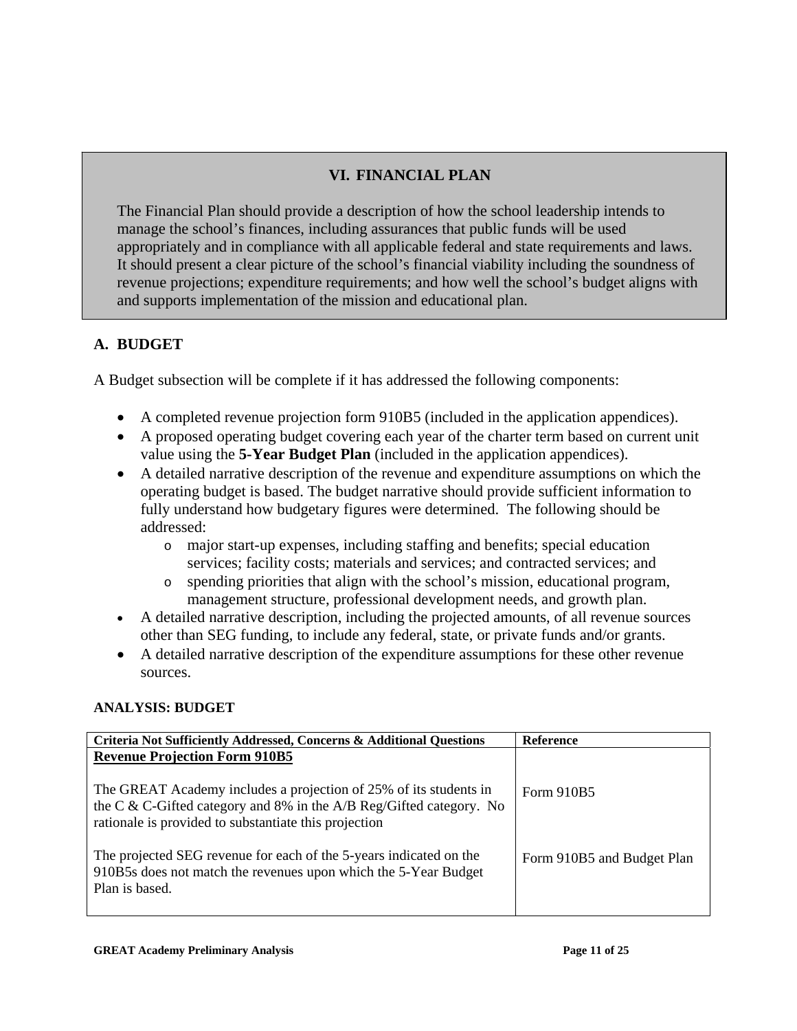## VI. FINANCIAL PLAN

The Financial Plan should provide a description of how the school leadership intends to manage the school's finances, including assurances that public funds will be used appropriately and in compliance with all applicable federal and state requirements and laws. It should present a clear picture of the school's financial viability including the soundness of revenue projections; expenditure requirements; and how well the school's budget aligns with and supports implementation of the mission and educational plan.

### A. BUDGET

A Budget subsection will be complete if it has addressed the following components:

- A completed revenue projection form 910B5 (included in the application appendices).
- A proposed operating budget covering each year of the charter term based on current unit value using the **5-Year Budget Plan** (included in the application appendices).
- A detailed narrative description of the revenue and expenditure assumptions on which the operating budget is based. The budget narrative should provide sufficient information to fully understand how budgetary figures were determined. The following should be addressed:
  - major start-up expenses, including staffing and benefits; special education services; facility costs; materials and services; and contracted services; and
  - spending priorities that align with the school's mission, educational program, management structure, professional development needs, and growth plan.
- A detailed narrative description, including the projected amounts, of all revenue sources other than SEG funding, to include any federal, state, or private funds and/or grants.
- A detailed narrative description of the expenditure assumptions for these other revenue sources.

**ANALYSIS: BUDGET**

| Criteria Not Sufficiently Addressed, Concerns & Additional Questions | Reference |
|---|---|
| **<u>Revenue Projection Form 910B5</u>** | |
| The GREAT Academy includes a projection of 25% of its students in the C & C-Gifted category and 8% in the A/B Reg/Gifted category. No rationale is provided to substantiate this projection | Form 910B5 |
| The projected SEG revenue for each of the 5-years indicated on the 910B5s does not match the revenues upon which the 5-Year Budget Plan is based. | Form 910B5 and Budget Plan |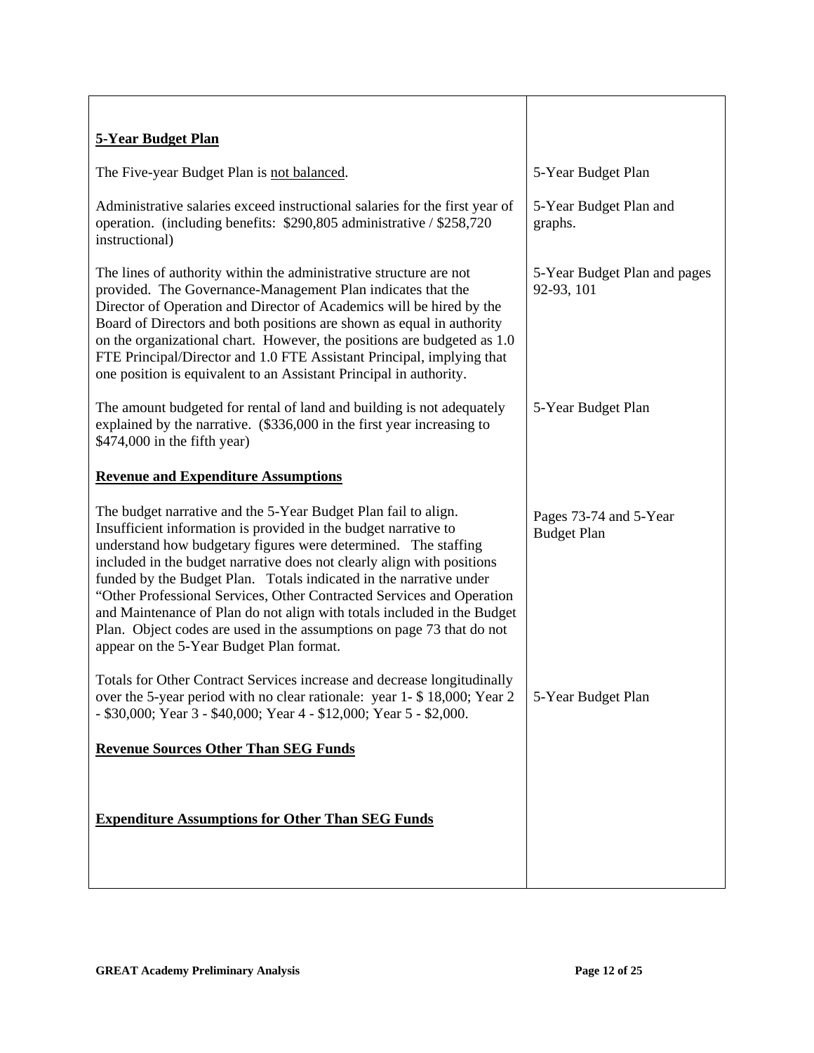| | |
|---|---|
| **<u>5-Year Budget Plan</u>** | |
| The Five-year Budget Plan is <u>not balanced</u>. | 5-Year Budget Plan |
| Administrative salaries exceed instructional salaries for the first year of operation. (including benefits: $290,805 administrative / $258,720 instructional) | 5-Year Budget Plan and graphs. |
| The lines of authority within the administrative structure are not provided. The Governance-Management Plan indicates that the Director of Operation and Director of Academics will be hired by the Board of Directors and both positions are shown as equal in authority on the organizational chart. However, the positions are budgeted as 1.0 FTE Principal/Director and 1.0 FTE Assistant Principal, implying that one position is equivalent to an Assistant Principal in authority. | 5-Year Budget Plan and pages 92-93, 101 |
| The amount budgeted for rental of land and building is not adequately explained by the narrative. ($336,000 in the first year increasing to $474,000 in the fifth year) | 5-Year Budget Plan |
| **<u>Revenue and Expenditure Assumptions</u>** | |
| The budget narrative and the 5-Year Budget Plan fail to align. Insufficient information is provided in the budget narrative to understand how budgetary figures were determined. The staffing included in the budget narrative does not clearly align with positions funded by the Budget Plan. Totals indicated in the narrative under "Other Professional Services, Other Contracted Services and Operation and Maintenance of Plan do not align with totals included in the Budget Plan. Object codes are used in the assumptions on page 73 that do not appear on the 5-Year Budget Plan format. | Pages 73-74 and 5-Year Budget Plan |
| Totals for Other Contract Services increase and decrease longitudinally over the 5-year period with no clear rationale: year 1- $ 18,000; Year 2 - $30,000; Year 3 - $40,000; Year 4 - $12,000; Year 5 - $2,000. | 5-Year Budget Plan |
| **<u>Revenue Sources Other Than SEG Funds</u>** | |
| **<u>Expenditure Assumptions for Other Than SEG Funds</u>** | |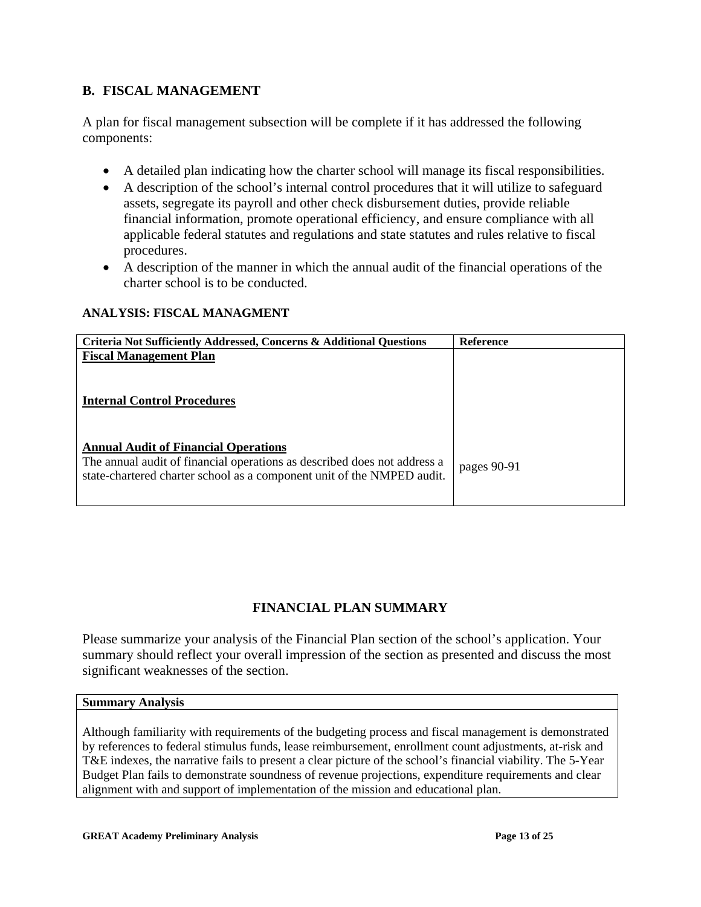## B. FISCAL MANAGEMENT

A plan for fiscal management subsection will be complete if it has addressed the following components:

- A detailed plan indicating how the charter school will manage its fiscal responsibilities.
- A description of the school's internal control procedures that it will utilize to safeguard assets, segregate its payroll and other check disbursement duties, provide reliable financial information, promote operational efficiency, and ensure compliance with all applicable federal statutes and regulations and state statutes and rules relative to fiscal procedures.
- A description of the manner in which the annual audit of the financial operations of the charter school is to be conducted.

### ANALYSIS: FISCAL MANAGMENT

| Criteria Not Sufficiently Addressed, Concerns & Additional Questions | Reference |
|---|---|
| **Fiscal Management Plan** | |
| **Internal Control Procedures** | |
| **Annual Audit of Financial Operations**<br>The annual audit of financial operations as described does not address a state-chartered charter school as a component unit of the NMPED audit. | pages 90-91 |

## FINANCIAL PLAN SUMMARY

Please summarize your analysis of the Financial Plan section of the school's application. Your summary should reflect your overall impression of the section as presented and discuss the most significant weaknesses of the section.

| Summary Analysis |
|---|
| Although familiarity with requirements of the budgeting process and fiscal management is demonstrated by references to federal stimulus funds, lease reimbursement, enrollment count adjustments, at-risk and T&E indexes, the narrative fails to present a clear picture of the school's financial viability. The 5-Year Budget Plan fails to demonstrate soundness of revenue projections, expenditure requirements and clear alignment with and support of implementation of the mission and educational plan. |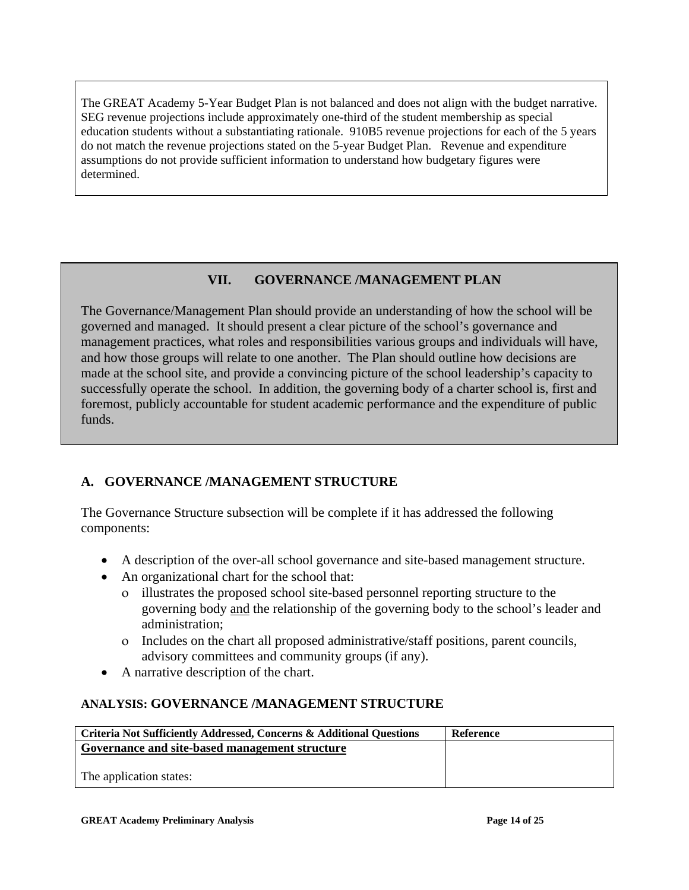The GREAT Academy 5-Year Budget Plan is not balanced and does not align with the budget narrative. SEG revenue projections include approximately one-third of the student membership as special education students without a substantiating rationale. 910B5 revenue projections for each of the 5 years do not match the revenue projections stated on the 5-year Budget Plan. Revenue and expenditure assumptions do not provide sufficient information to understand how budgetary figures were determined.

## VII. GOVERNANCE /MANAGEMENT PLAN

The Governance/Management Plan should provide an understanding of how the school will be governed and managed. It should present a clear picture of the school's governance and management practices, what roles and responsibilities various groups and individuals will have, and how those groups will relate to one another. The Plan should outline how decisions are made at the school site, and provide a convincing picture of the school leadership's capacity to successfully operate the school. In addition, the governing body of a charter school is, first and foremost, publicly accountable for student academic performance and the expenditure of public funds.

### A. GOVERNANCE /MANAGEMENT STRUCTURE

The Governance Structure subsection will be complete if it has addressed the following components:

- A description of the over-all school governance and site-based management structure.
- An organizational chart for the school that:
  - illustrates the proposed school site-based personnel reporting structure to the governing body <u>and</u> the relationship of the governing body to the school's leader and administration;
  - Includes on the chart all proposed administrative/staff positions, parent councils, advisory committees and community groups (if any).
- A narrative description of the chart.

#### ANALYSIS: GOVERNANCE /MANAGEMENT STRUCTURE

| Criteria Not Sufficiently Addressed, Concerns & Additional Questions | Reference |
|---|---|
| <u>**Governance and site-based management structure**</u><br><br>The application states: | |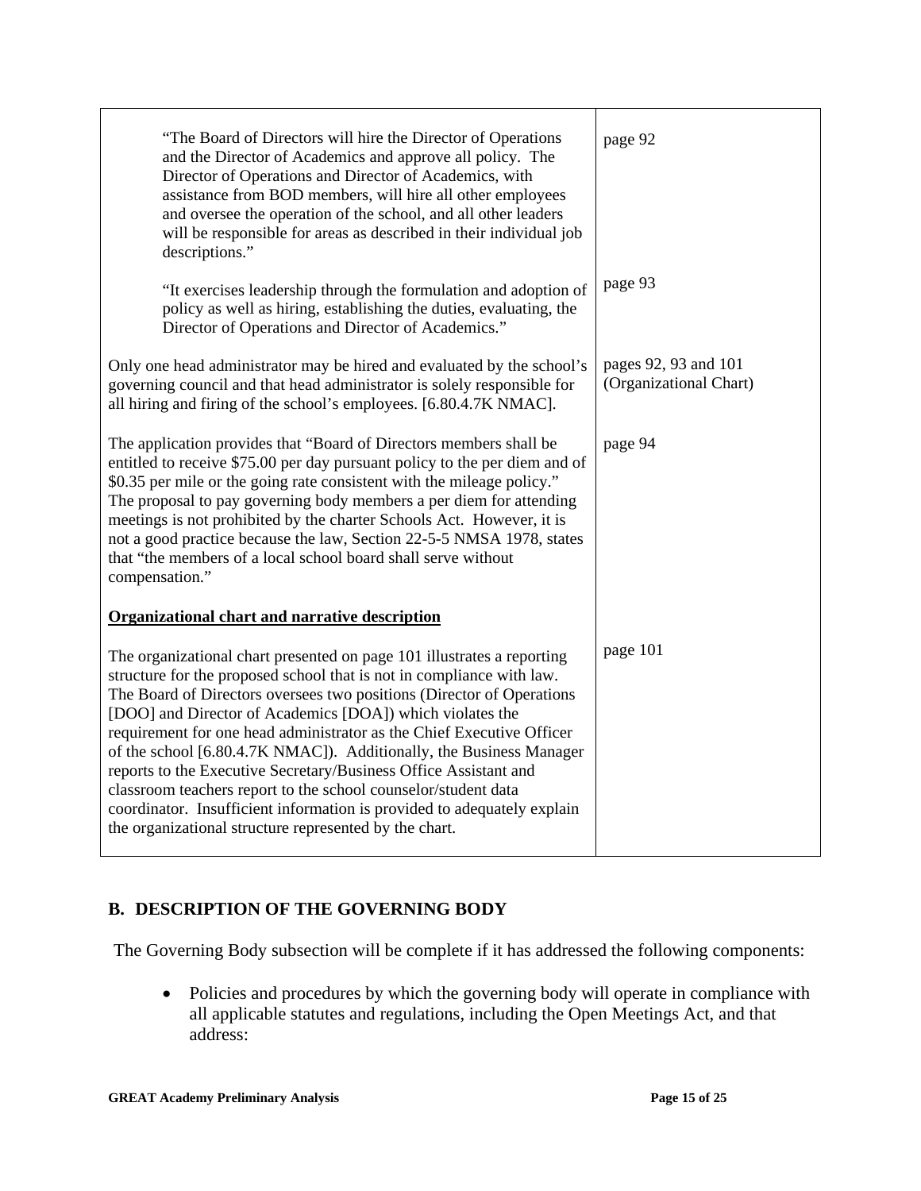| | |
|---|---|
| "The Board of Directors will hire the Director of Operations and the Director of Academics and approve all policy. The Director of Operations and Director of Academics, with assistance from BOD members, will hire all other employees and oversee the operation of the school, and all other leaders will be responsible for areas as described in their individual job descriptions."<br><br>"It exercises leadership through the formulation and adoption of policy as well as hiring, establishing the duties, evaluating, the Director of Operations and Director of Academics." | page 92<br><br>page 93 |
| Only one head administrator may be hired and evaluated by the school's governing council and that head administrator is solely responsible for all hiring and firing of the school's employees. [6.80.4.7K NMAC]. | pages 92, 93 and 101 (Organizational Chart) |
| The application provides that "Board of Directors members shall be entitled to receive $75.00 per day pursuant policy to the per diem and of $0.35 per mile or the going rate consistent with the mileage policy." The proposal to pay governing body members a per diem for attending meetings is not prohibited by the charter Schools Act. However, it is not a good practice because the law, Section 22-5-5 NMSA 1978, states that "the members of a local school board shall serve without compensation." | page 94 |
| **<u>Organizational chart and narrative description</u>** | |
| The organizational chart presented on page 101 illustrates a reporting structure for the proposed school that is not in compliance with law. The Board of Directors oversees two positions (Director of Operations [DOO] and Director of Academics [DOA]) which violates the requirement for one head administrator as the Chief Executive Officer of the school [6.80.4.7K NMAC]). Additionally, the Business Manager reports to the Executive Secretary/Business Office Assistant and classroom teachers report to the school counselor/student data coordinator. Insufficient information is provided to adequately explain the organizational structure represented by the chart. | page 101 |

## B. DESCRIPTION OF THE GOVERNING BODY

The Governing Body subsection will be complete if it has addressed the following components:

- Policies and procedures by which the governing body will operate in compliance with all applicable statutes and regulations, including the Open Meetings Act, and that address: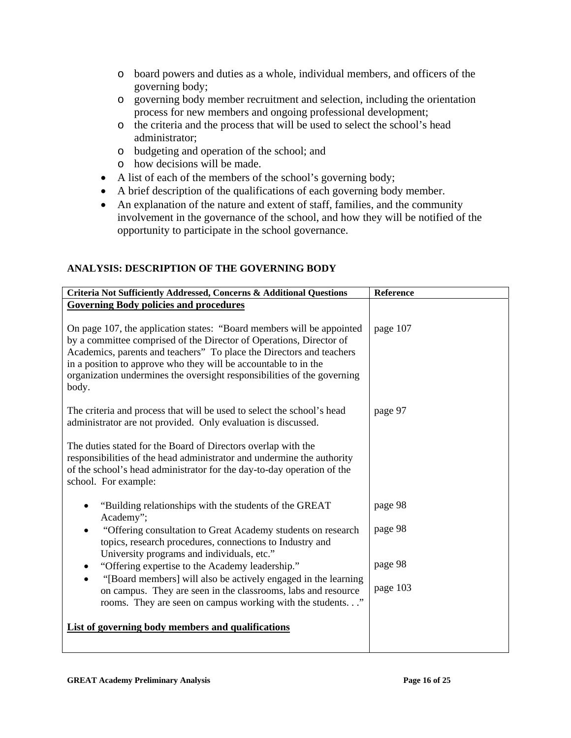- board powers and duties as a whole, individual members, and officers of the governing body;
  - governing body member recruitment and selection, including the orientation process for new members and ongoing professional development;
  - the criteria and the process that will be used to select the school's head administrator;
  - budgeting and operation of the school; and
  - how decisions will be made.
- A list of each of the members of the school's governing body;
- A brief description of the qualifications of each governing body member.
- An explanation of the nature and extent of staff, families, and the community involvement in the governance of the school, and how they will be notified of the opportunity to participate in the school governance.

**ANALYSIS: DESCRIPTION OF THE GOVERNING BODY**

| Criteria Not Sufficiently Addressed, Concerns & Additional Questions | Reference |
|---|---|
| **Governing Body policies and procedures** | |
| On page 107, the application states: "Board members will be appointed by a committee comprised of the Director of Operations, Director of Academics, parents and teachers" To place the Directors and teachers in a position to approve who they will be accountable to in the organization undermines the oversight responsibilities of the governing body. | page 107 |
| The criteria and process that will be used to select the school's head administrator are not provided. Only evaluation is discussed. | page 97 |
| The duties stated for the Board of Directors overlap with the responsibilities of the head administrator and undermine the authority of the school's head administrator for the day-to-day operation of the school. For example: | |
| • "Building relationships with the students of the GREAT Academy"; | page 98 |
| • "Offering consultation to Great Academy students on research topics, research procedures, connections to Industry and University programs and individuals, etc." | page 98 |
| • "Offering expertise to the Academy leadership." | page 98 |
| • "[Board members] will also be actively engaged in the learning on campus. They are seen in the classrooms, labs and resource rooms. They are seen on campus working with the students. . ." | page 103 |
| **List of governing body members and qualifications** | |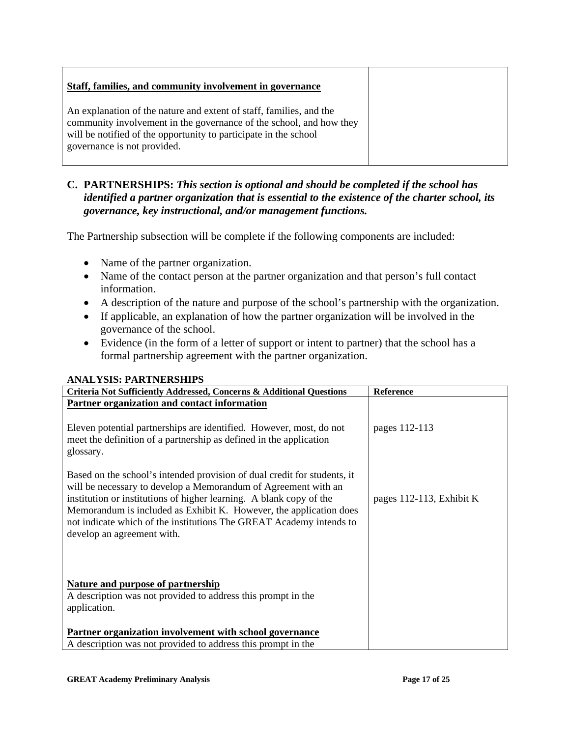| Staff, families, and community involvement in governance | |
|---|---|
| An explanation of the nature and extent of staff, families, and the community involvement in the governance of the school, and how they will be notified of the opportunity to participate in the school governance is not provided. | |

## C. PARTNERSHIPS: *This section is optional and should be completed if the school has identified a partner organization that is essential to the existence of the charter school, its governance, key instructional, and/or management functions.*

The Partnership subsection will be complete if the following components are included:

- Name of the partner organization.
- Name of the contact person at the partner organization and that person's full contact information.
- A description of the nature and purpose of the school's partnership with the organization.
- If applicable, an explanation of how the partner organization will be involved in the governance of the school.
- Evidence (in the form of a letter of support or intent to partner) that the school has a formal partnership agreement with the partner organization.

**ANALYSIS: PARTNERSHIPS**

| Criteria Not Sufficiently Addressed, Concerns & Additional Questions | Reference |
|---|---|
| **Partner organization and contact information** | |
| Eleven potential partnerships are identified. However, most, do not meet the definition of a partnership as defined in the application glossary. | pages 112-113 |
| Based on the school's intended provision of dual credit for students, it will be necessary to develop a Memorandum of Agreement with an institution or institutions of higher learning. A blank copy of the Memorandum is included as Exhibit K. However, the application does not indicate which of the institutions The GREAT Academy intends to develop an agreement with. | pages 112-113, Exhibit K |
| **Nature and purpose of partnership**<br>A description was not provided to address this prompt in the application. | |
| **Partner organization involvement with school governance**<br>A description was not provided to address this prompt in the | |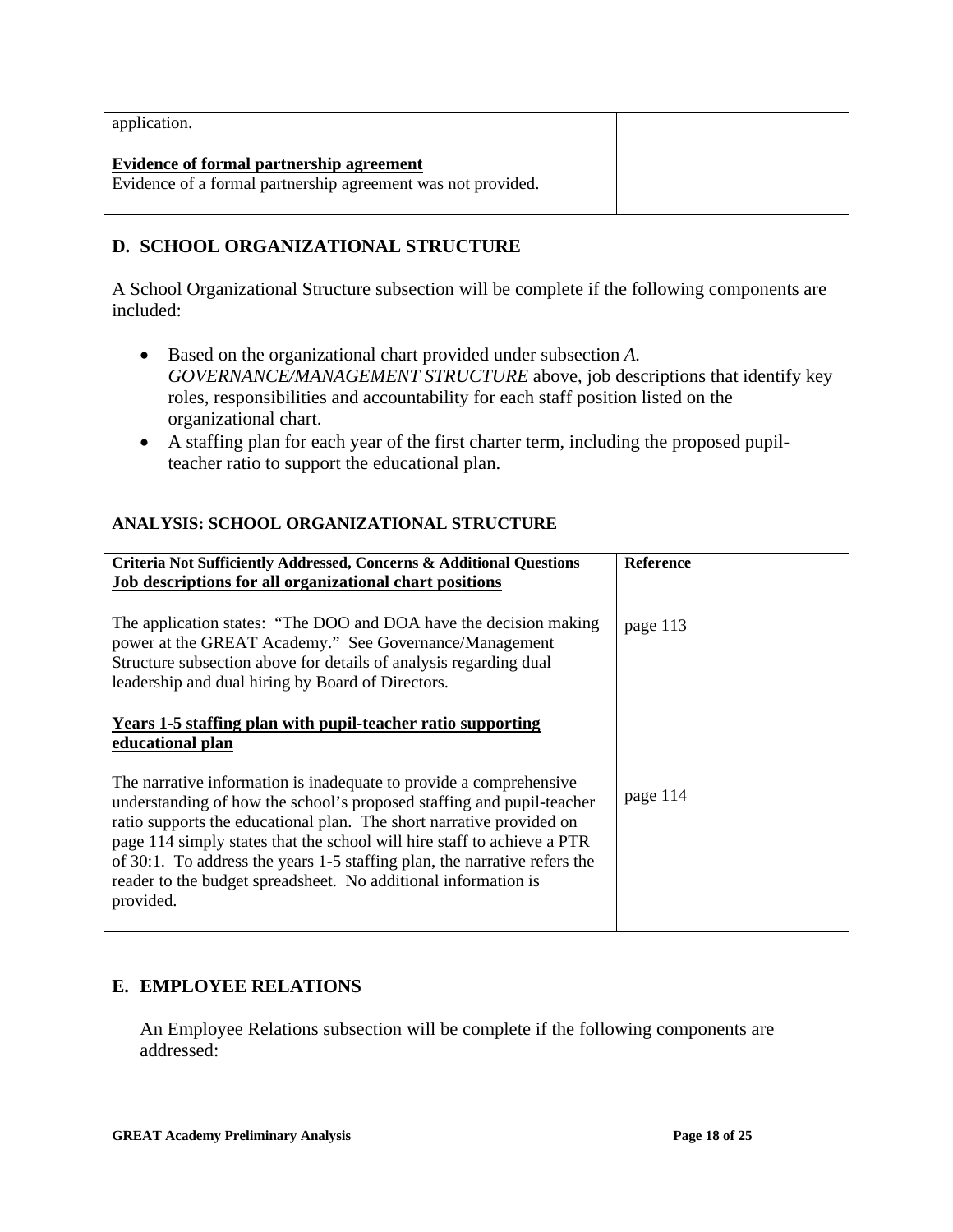| | |
|---|---|
| application.<br><br>**Evidence of formal partnership agreement**<br>Evidence of a formal partnership agreement was not provided. | |

## D. SCHOOL ORGANIZATIONAL STRUCTURE

A School Organizational Structure subsection will be complete if the following components are included:

- Based on the organizational chart provided under subsection *A. GOVERNANCE/MANAGEMENT STRUCTURE* above, job descriptions that identify key roles, responsibilities and accountability for each staff position listed on the organizational chart.
- A staffing plan for each year of the first charter term, including the proposed pupil-teacher ratio to support the educational plan.

### ANALYSIS: SCHOOL ORGANIZATIONAL STRUCTURE

| Criteria Not Sufficiently Addressed, Concerns & Additional Questions | Reference |
|---|---|
| **Job descriptions for all organizational chart positions**<br><br>The application states: "The DOO and DOA have the decision making power at the GREAT Academy." See Governance/Management Structure subsection above for details of analysis regarding dual leadership and dual hiring by Board of Directors. | page 113 |
| **Years 1-5 staffing plan with pupil-teacher ratio supporting educational plan**<br><br>The narrative information is inadequate to provide a comprehensive understanding of how the school's proposed staffing and pupil-teacher ratio supports the educational plan. The short narrative provided on page 114 simply states that the school will hire staff to achieve a PTR of 30:1. To address the years 1-5 staffing plan, the narrative refers the reader to the budget spreadsheet. No additional information is provided. | page 114 |

## E. EMPLOYEE RELATIONS

An Employee Relations subsection will be complete if the following components are addressed: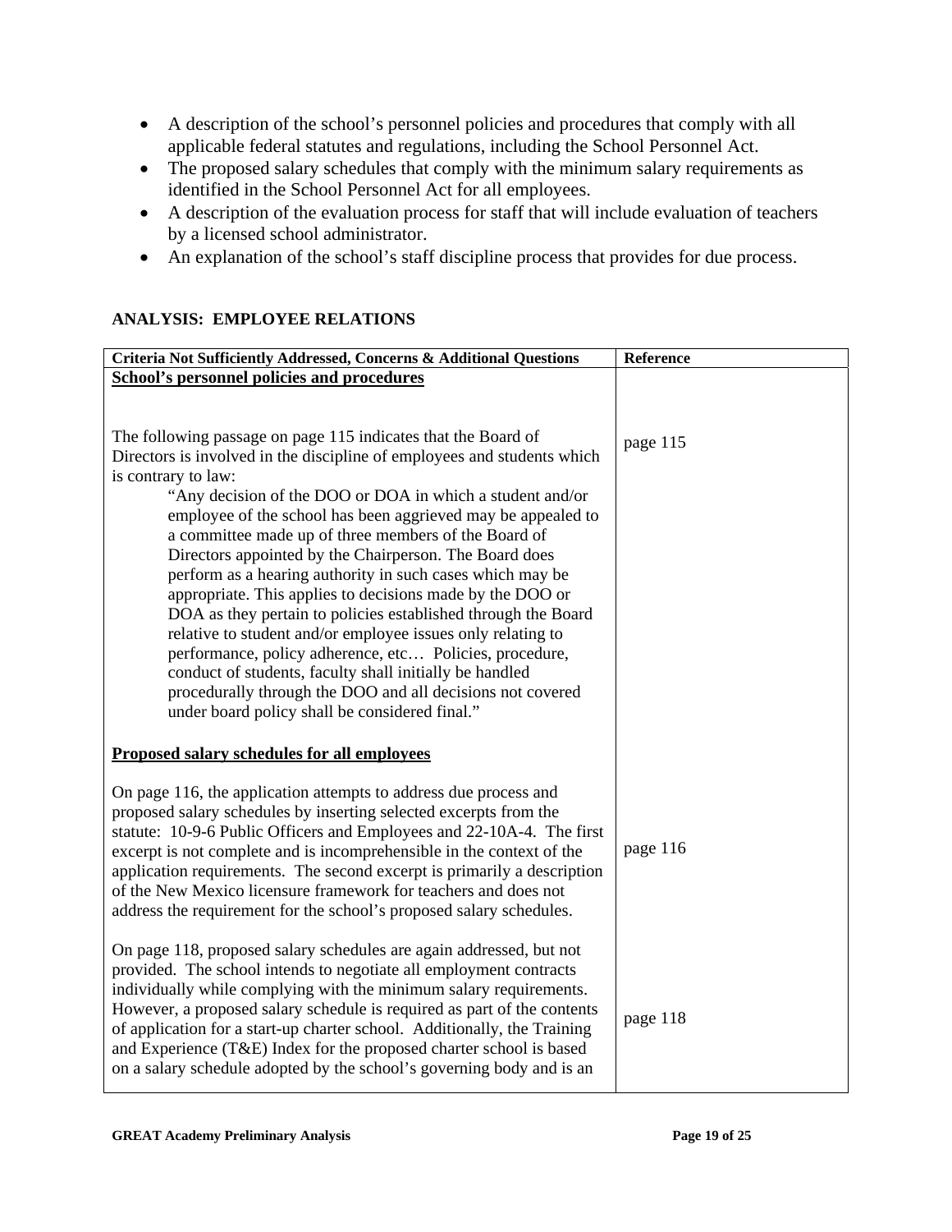- A description of the school's personnel policies and procedures that comply with all applicable federal statutes and regulations, including the School Personnel Act.
- The proposed salary schedules that comply with the minimum salary requirements as identified in the School Personnel Act for all employees.
- A description of the evaluation process for staff that will include evaluation of teachers by a licensed school administrator.
- An explanation of the school's staff discipline process that provides for due process.

**ANALYSIS: EMPLOYEE RELATIONS**

| Criteria Not Sufficiently Addressed, Concerns & Additional Questions | Reference |
|---|---|
| **School's personnel policies and procedures** | |
| The following passage on page 115 indicates that the Board of Directors is involved in the discipline of employees and students which is contrary to law: "Any decision of the DOO or DOA in which a student and/or employee of the school has been aggrieved may be appealed to a committee made up of three members of the Board of Directors appointed by the Chairperson. The Board does perform as a hearing authority in such cases which may be appropriate. This applies to decisions made by the DOO or DOA as they pertain to policies established through the Board relative to student and/or employee issues only relating to performance, policy adherence, etc… Policies, procedure, conduct of students, faculty shall initially be handled procedurally through the DOO and all decisions not covered under board policy shall be considered final." | page 115 |
| **Proposed salary schedules for all employees** | |
| On page 116, the application attempts to address due process and proposed salary schedules by inserting selected excerpts from the statute: 10-9-6 Public Officers and Employees and 22-10A-4. The first excerpt is not complete and is incomprehensible in the context of the application requirements. The second excerpt is primarily a description of the New Mexico licensure framework for teachers and does not address the requirement for the school's proposed salary schedules. | page 116 |
| On page 118, proposed salary schedules are again addressed, but not provided. The school intends to negotiate all employment contracts individually while complying with the minimum salary requirements. However, a proposed salary schedule is required as part of the contents of application for a start-up charter school. Additionally, the Training and Experience (T&E) Index for the proposed charter school is based on a salary schedule adopted by the school's governing body and is an | page 118 |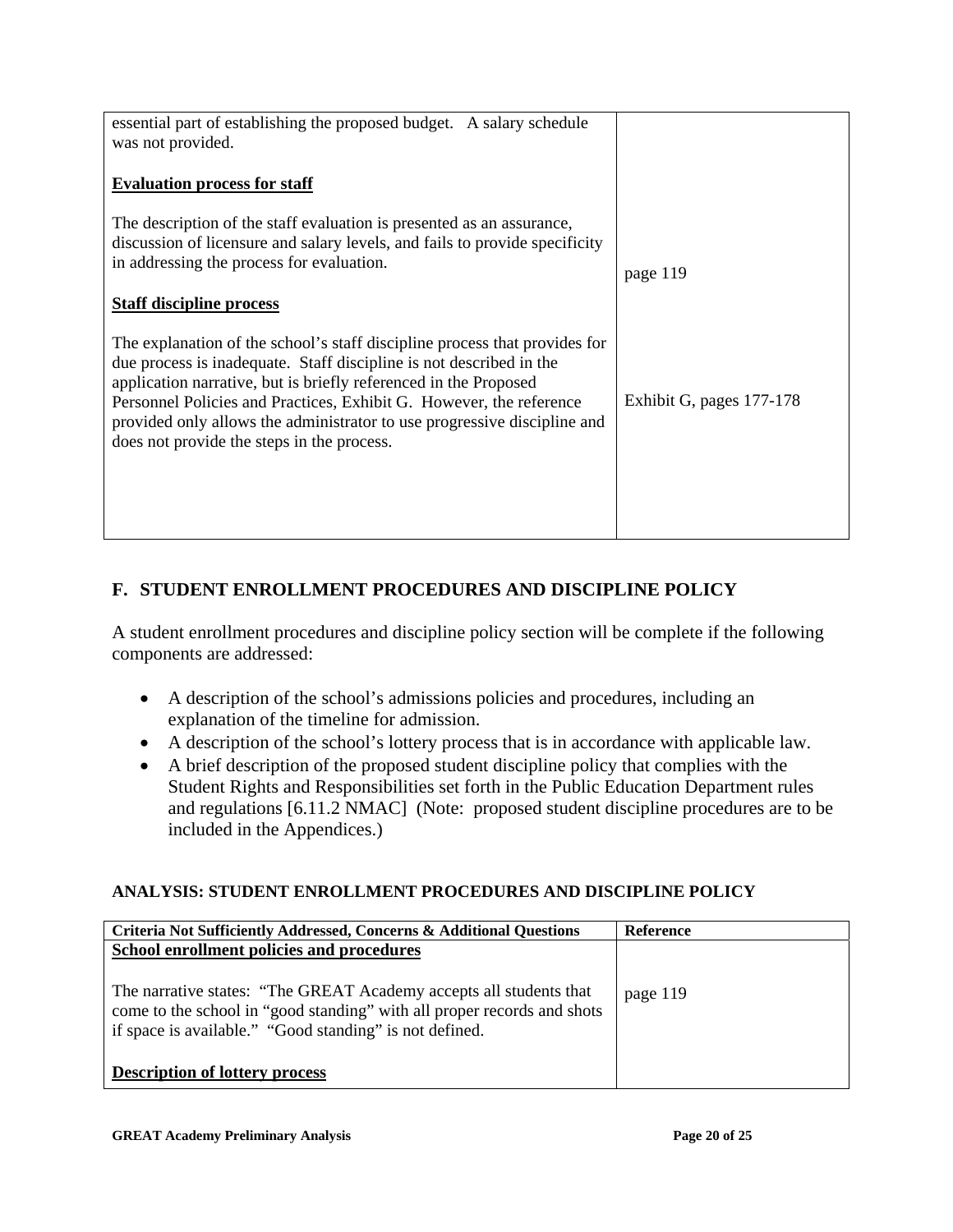| | |
|---|---|
| essential part of establishing the proposed budget. A salary schedule was not provided.<br><br>**Evaluation process for staff**<br><br>The description of the staff evaluation is presented as an assurance, discussion of licensure and salary levels, and fails to provide specificity in addressing the process for evaluation.<br><br>**Staff discipline process**<br><br>The explanation of the school's staff discipline process that provides for due process is inadequate. Staff discipline is not described in the application narrative, but is briefly referenced in the Proposed Personnel Policies and Practices, Exhibit G. However, the reference provided only allows the administrator to use progressive discipline and does not provide the steps in the process. | page 119<br><br>Exhibit G, pages 177-178 |

## F. STUDENT ENROLLMENT PROCEDURES AND DISCIPLINE POLICY

A student enrollment procedures and discipline policy section will be complete if the following components are addressed:

- A description of the school's admissions policies and procedures, including an explanation of the timeline for admission.
- A description of the school's lottery process that is in accordance with applicable law.
- A brief description of the proposed student discipline policy that complies with the Student Rights and Responsibilities set forth in the Public Education Department rules and regulations [6.11.2 NMAC] (Note: proposed student discipline procedures are to be included in the Appendices.)

### ANALYSIS: STUDENT ENROLLMENT PROCEDURES AND DISCIPLINE POLICY

| Criteria Not Sufficiently Addressed, Concerns & Additional Questions | Reference |
|---|---|
| **School enrollment policies and procedures**<br><br>The narrative states: "The GREAT Academy accepts all students that come to the school in "good standing" with all proper records and shots if space is available." "Good standing" is not defined.<br><br>**Description of lottery process** | page 119 |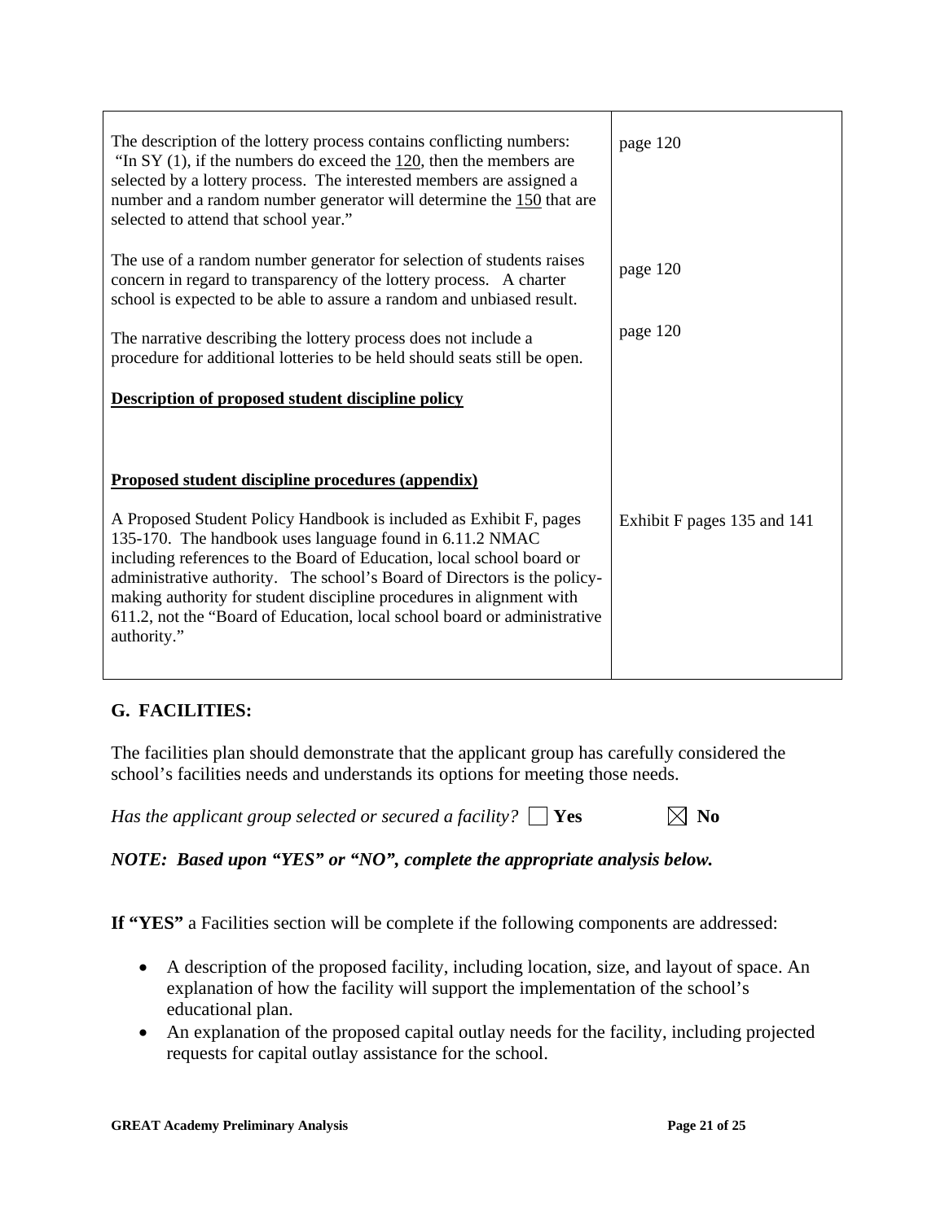| | |
|---|---|
| The description of the lottery process contains conflicting numbers: "In SY (1), if the numbers do exceed the 120, then the members are selected by a lottery process. The interested members are assigned a number and a random number generator will determine the 150 that are selected to attend that school year." | page 120 |
| The use of a random number generator for selection of students raises concern in regard to transparency of the lottery process. A charter school is expected to be able to assure a random and unbiased result. | page 120 |
| The narrative describing the lottery process does not include a procedure for additional lotteries to be held should seats still be open. | page 120 |
| **Description of proposed student discipline policy** | |
| **Proposed student discipline procedures (appendix)** | |
| A Proposed Student Policy Handbook is included as Exhibit F, pages 135-170. The handbook uses language found in 6.11.2 NMAC including references to the Board of Education, local school board or administrative authority. The school's Board of Directors is the policy-making authority for student discipline procedures in alignment with 611.2, not the "Board of Education, local school board or administrative authority." | Exhibit F pages 135 and 141 |

## G. FACILITIES:

The facilities plan should demonstrate that the applicant group has carefully considered the school's facilities needs and understands its options for meeting those needs.

*Has the applicant group selected or secured a facility?* ☐ **Yes** ☒ **No**

***NOTE: Based upon "YES" or "NO", complete the appropriate analysis below.***

**If "YES"** a Facilities section will be complete if the following components are addressed:

- A description of the proposed facility, including location, size, and layout of space. An explanation of how the facility will support the implementation of the school's educational plan.
- An explanation of the proposed capital outlay needs for the facility, including projected requests for capital outlay assistance for the school.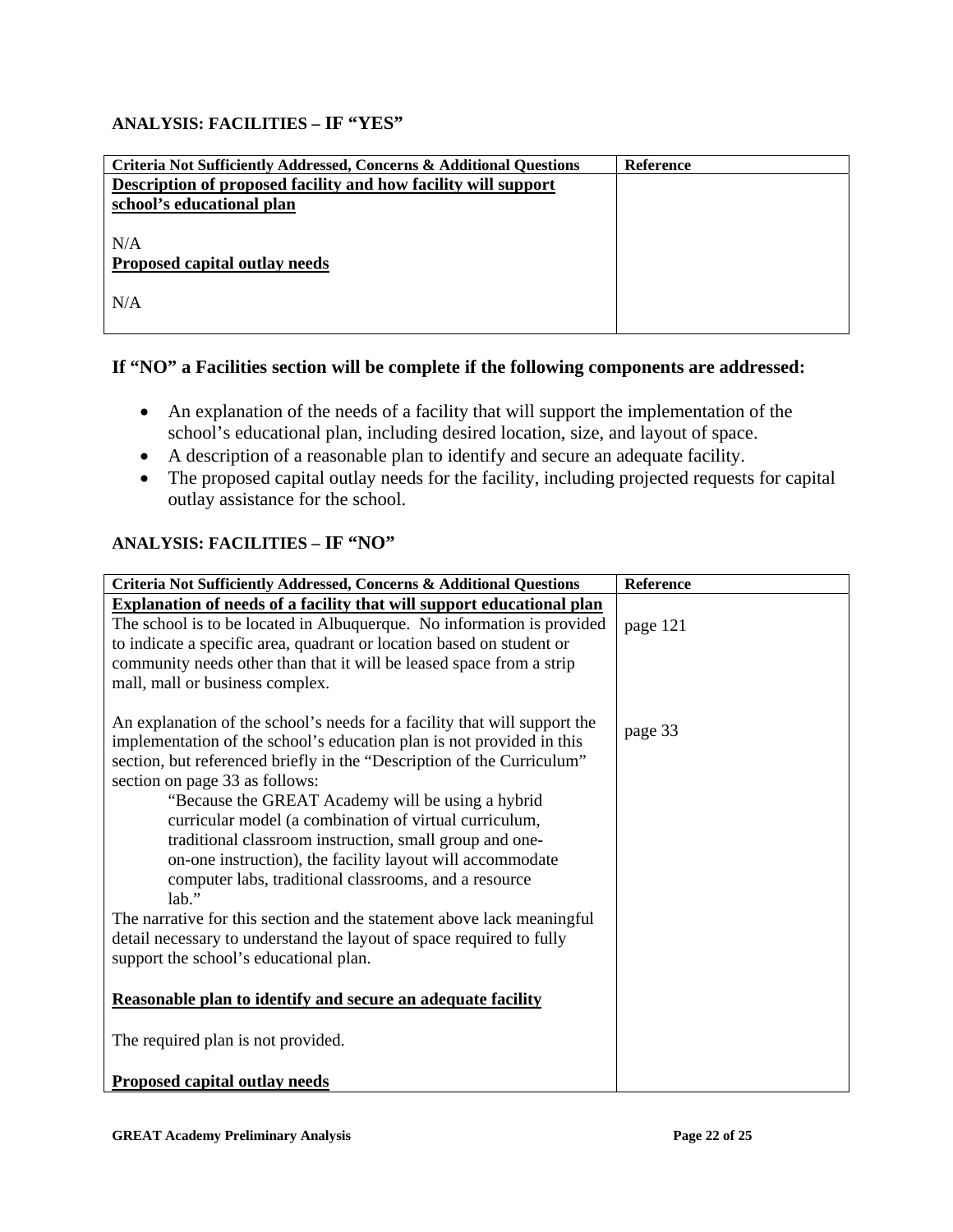### ANALYSIS: FACILITIES – IF "YES"

| Criteria Not Sufficiently Addressed, Concerns & Additional Questions | Reference |
|---|---|
| **<u>Description of proposed facility and how facility will support school's educational plan</u>**<br><br>N/A<br>**<u>Proposed capital outlay needs</u>**<br><br>N/A | |

## If "NO" a Facilities section will be complete if the following components are addressed:

- An explanation of the needs of a facility that will support the implementation of the school's educational plan, including desired location, size, and layout of space.
- A description of a reasonable plan to identify and secure an adequate facility.
- The proposed capital outlay needs for the facility, including projected requests for capital outlay assistance for the school.

### ANALYSIS: FACILITIES – IF "NO"

| Criteria Not Sufficiently Addressed, Concerns & Additional Questions | Reference |
|---|---|
| **<u>Explanation of needs of a facility that will support educational plan</u>**<br>The school is to be located in Albuquerque. No information is provided to indicate a specific area, quadrant or location based on student or community needs other than that it will be leased space from a strip mall, mall or business complex. | page 121 |
| An explanation of the school's needs for a facility that will support the implementation of the school's education plan is not provided in this section, but referenced briefly in the "Description of the Curriculum" section on page 33 as follows:<br>"Because the GREAT Academy will be using a hybrid curricular model (a combination of virtual curriculum, traditional classroom instruction, small group and one-on-one instruction), the facility layout will accommodate computer labs, traditional classrooms, and a resource lab."<br>The narrative for this section and the statement above lack meaningful detail necessary to understand the layout of space required to fully support the school's educational plan.<br><br>**<u>Reasonable plan to identify and secure an adequate facility</u>**<br><br>The required plan is not provided.<br><br>**<u>Proposed capital outlay needs</u>** | page 33 |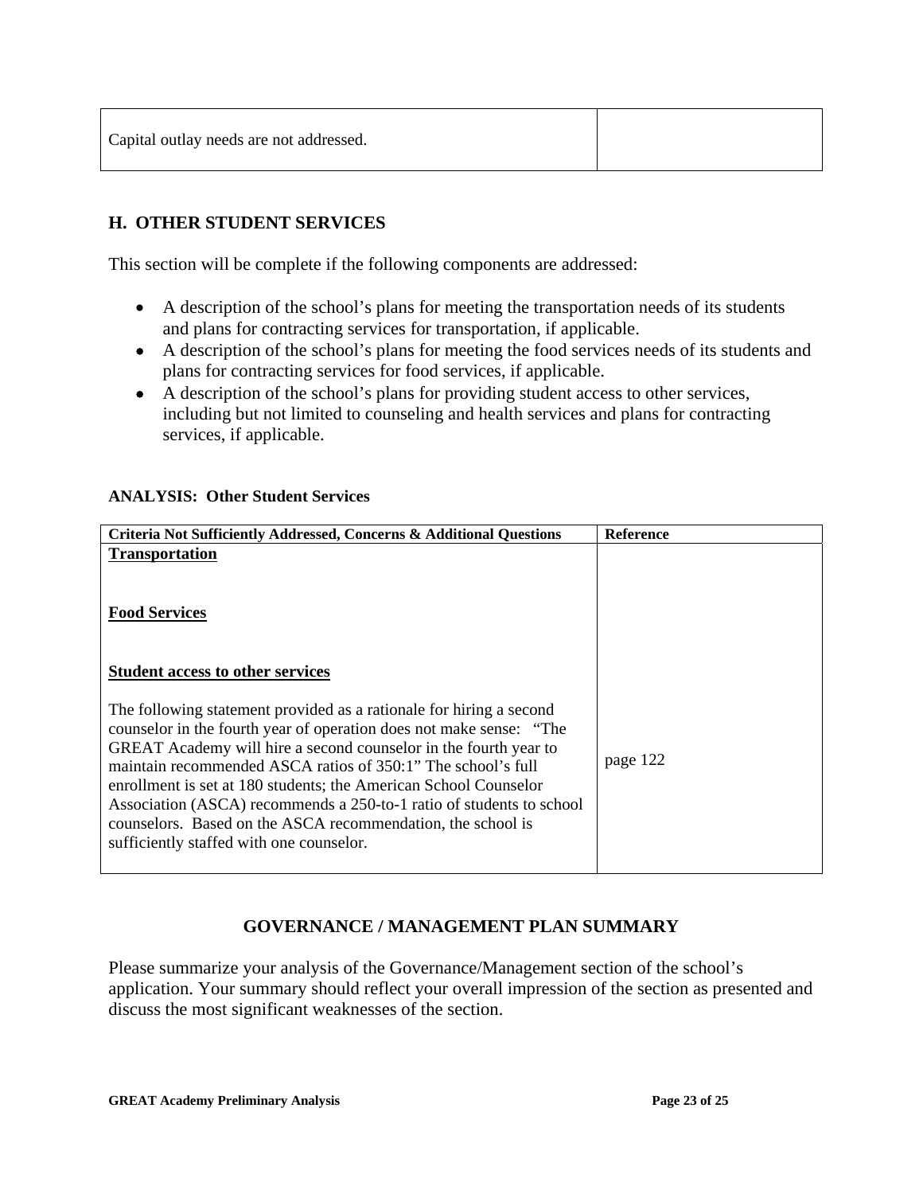| Capital outlay needs are not addressed. | |
|---|---|

## H. OTHER STUDENT SERVICES

This section will be complete if the following components are addressed:

- A description of the school's plans for meeting the transportation needs of its students and plans for contracting services for transportation, if applicable.
- A description of the school's plans for meeting the food services needs of its students and plans for contracting services for food services, if applicable.
- A description of the school's plans for providing student access to other services, including but not limited to counseling and health services and plans for contracting services, if applicable.

### ANALYSIS: Other Student Services

| Criteria Not Sufficiently Addressed, Concerns & Additional Questions | Reference |
|---|---|
| **Transportation** | |
| **Food Services** | |
| **Student access to other services** | |
| The following statement provided as a rationale for hiring a second counselor in the fourth year of operation does not make sense: "The GREAT Academy will hire a second counselor in the fourth year to maintain recommended ASCA ratios of 350:1" The school's full enrollment is set at 180 students; the American School Counselor Association (ASCA) recommends a 250-to-1 ratio of students to school counselors. Based on the ASCA recommendation, the school is sufficiently staffed with one counselor. | page 122 |

## GOVERNANCE / MANAGEMENT PLAN SUMMARY

Please summarize your analysis of the Governance/Management section of the school's application. Your summary should reflect your overall impression of the section as presented and discuss the most significant weaknesses of the section.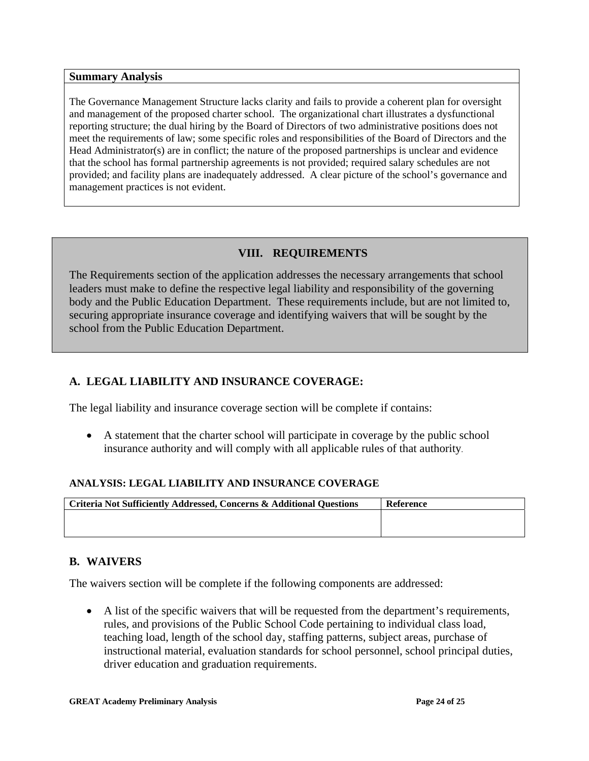| Summary Analysis |
| --- |
| The Governance Management Structure lacks clarity and fails to provide a coherent plan for oversight and management of the proposed charter school. The organizational chart illustrates a dysfunctional reporting structure; the dual hiring by the Board of Directors of two administrative positions does not meet the requirements of law; some specific roles and responsibilities of the Board of Directors and the Head Administrator(s) are in conflict; the nature of the proposed partnerships is unclear and evidence that the school has formal partnership agreements is not provided; required salary schedules are not provided; and facility plans are inadequately addressed. A clear picture of the school's governance and management practices is not evident. |

## VIII. REQUIREMENTS

The Requirements section of the application addresses the necessary arrangements that school leaders must make to define the respective legal liability and responsibility of the governing body and the Public Education Department. These requirements include, but are not limited to, securing appropriate insurance coverage and identifying waivers that will be sought by the school from the Public Education Department.

### A. LEGAL LIABILITY AND INSURANCE COVERAGE:

The legal liability and insurance coverage section will be complete if contains:

- A statement that the charter school will participate in coverage by the public school insurance authority and will comply with all applicable rules of that authority.

#### ANALYSIS: LEGAL LIABILITY AND INSURANCE COVERAGE

| Criteria Not Sufficiently Addressed, Concerns & Additional Questions | Reference |
| --- | --- |
| | |

### B. WAIVERS

The waivers section will be complete if the following components are addressed:

- A list of the specific waivers that will be requested from the department's requirements, rules, and provisions of the Public School Code pertaining to individual class load, teaching load, length of the school day, staffing patterns, subject areas, purchase of instructional material, evaluation standards for school personnel, school principal duties, driver education and graduation requirements.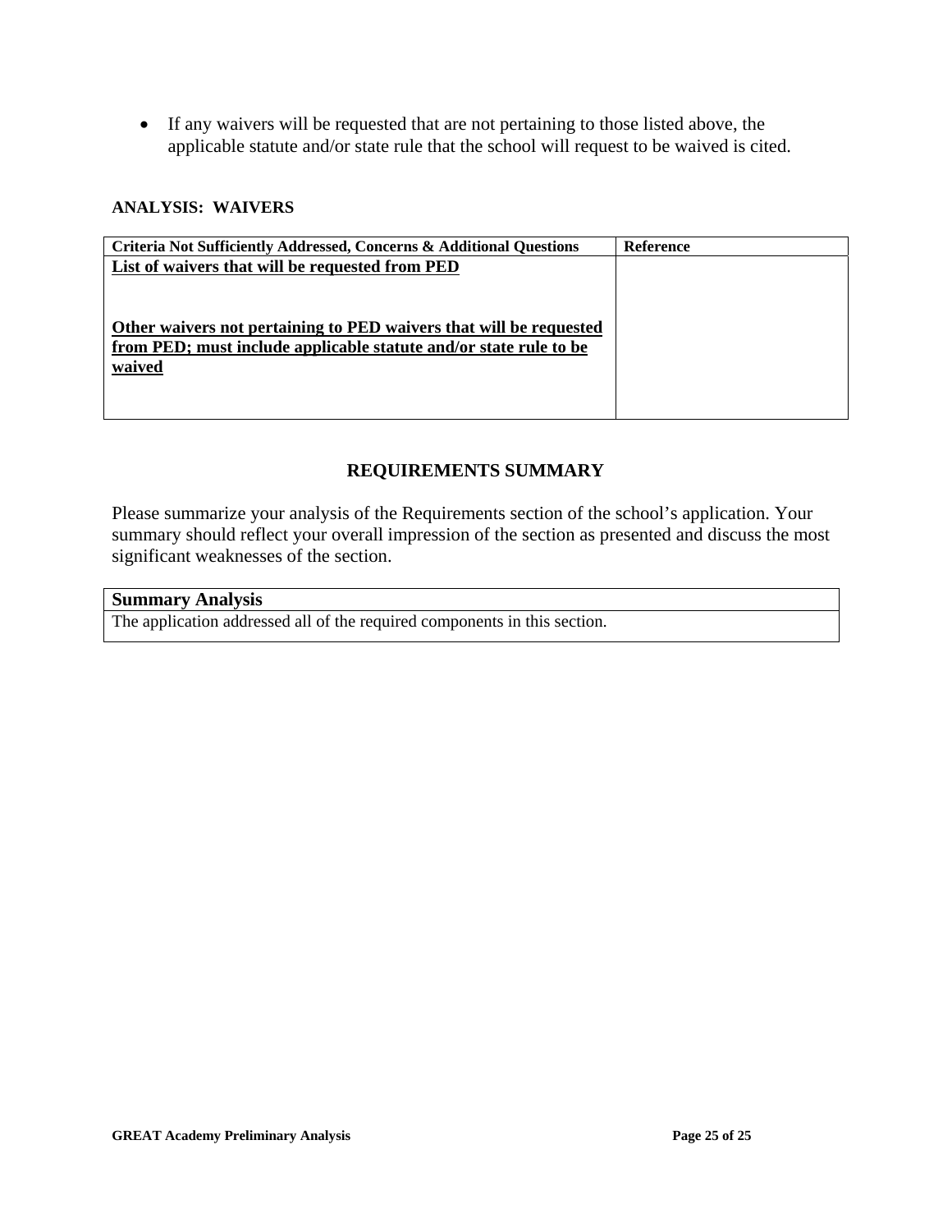- If any waivers will be requested that are not pertaining to those listed above, the applicable statute and/or state rule that the school will request to be waived is cited.

**ANALYSIS: WAIVERS**

| Criteria Not Sufficiently Addressed, Concerns & Additional Questions | Reference |
|---|---|
| **List of waivers that will be requested from PED**<br><br><br>**Other waivers not pertaining to PED waivers that will be requested from PED; must include applicable statute and/or state rule to be waived** | |

## REQUIREMENTS SUMMARY

Please summarize your analysis of the Requirements section of the school's application. Your summary should reflect your overall impression of the section as presented and discuss the most significant weaknesses of the section.

| Summary Analysis |
|---|
| The application addressed all of the required components in this section. |